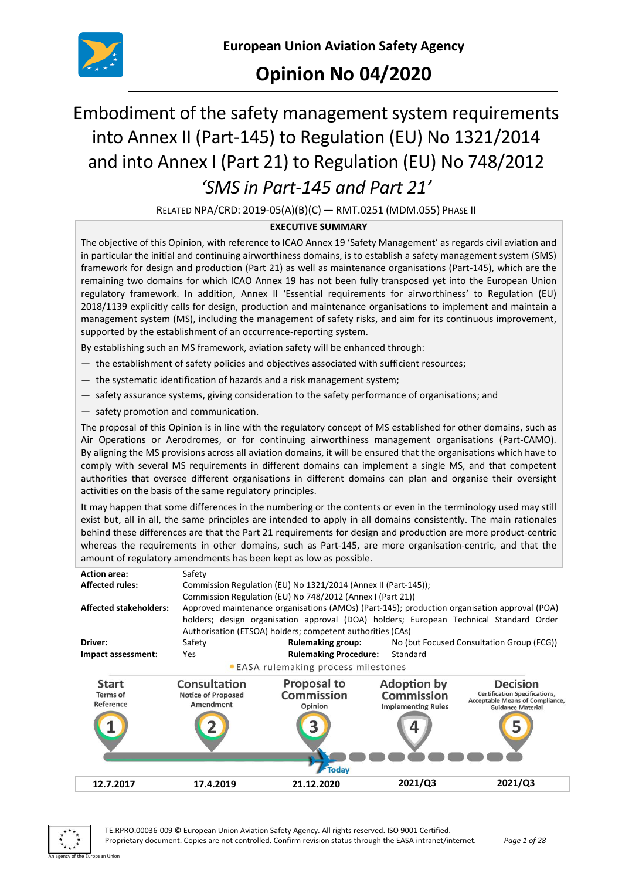**European Union Aviation Safety Agency**

# Opinion No 04/2020

## Embodiment of the safety management system requirements into Annex II (Part-145) to Regulation (EU) No 1321/2014 and into Annex I (Part 21) to Regulation (EU) No 748/2012 *'SMS in Part-145 and Part 21'*

RELATED NPA/CRD: 2019-05(A)(B)(C) — RMT.0251 (MDM.055) PHASE II

**EXECUTIVE SUMMARY**

The objective of this Opinion, with reference to ICAO Annex 19 'Safety Management' as regards civil aviation and in particular the initial and continuing airworthiness domains, is to establish a safety management system (SMS) framework for design and production (Part 21) as well as maintenance organisations (Part-145), which are the remaining two domains for which ICAO Annex 19 has not been fully transposed yet into the European Union regulatory framework. In addition, Annex II 'Essential requirements for airworthiness' to Regulation (EU) 2018/1139 explicitly calls for design, production and maintenance organisations to implement and maintain a management system (MS), including the management of safety risks, and aim for its continuous improvement, supported by the establishment of an occurrence-reporting system.

By establishing such an MS framework, aviation safety will be enhanced through:

— the establishment of safety policies and objectives associated with sufficient resources;

— the systematic identification of hazards and a risk management system;

— safety assurance systems, giving consideration to the safety performance of organisations; and

— safety promotion and communication.

The proposal of this Opinion is in line with the regulatory concept of MS established for other domains, such as Air Operations or Aerodromes, or for continuing airworthiness management organisations (Part-CAMO). By aligning the MS provisions across all aviation domains, it will be ensured that the organisations which have to comply with several MS requirements in different domains can implement a single MS, and that competent authorities that oversee different organisations in different domains can plan and organise their oversight activities on the basis of the same regulatory principles.

It may happen that some differences in the numbering or the contents or even in the terminology used may still exist but, all in all, the same principles are intended to apply in all domains consistently. The main rationales behind these differences are that the Part 21 requirements for design and production are more product-centric whereas the requirements in other domains, such as Part-145, are more organisation-centric, and that the amount of regulatory amendments has been kept as low as possible.

| | | | |
|---|---|---|---|
| **Action area:** | Safety | | |
| **Affected rules:** | Commission Regulation (EU) No 1321/2014 (Annex II (Part-145)); Commission Regulation (EU) No 748/2012 (Annex I (Part 21)) | | |
| **Affected stakeholders:** | Approved maintenance organisations (AMOs) (Part-145); production organisation approval (POA) holders; design organisation approval (DOA) holders; European Technical Standard Order Authorisation (ETSOA) holders; competent authorities (CAs) | | |
| **Driver:** | Safety | **Rulemaking group:** | No (but Focused Consultation Group (FCG)) |
| **Impact assessment:** | Yes | **Rulemaking Procedure:** | Standard |

EASA rulemaking process milestones

| 1 Start | 2 Consultation | 3 Proposal to Commission | 4 Adoption by Commission | 5 Decision |
|---|---|---|---|---|
| Terms of Reference | Notice of Proposed Amendment | Opinion | Implementing Rules | Certification Specifications, Acceptable Means of Compliance, Guidance Material |
| 12.7.2017 | 17.4.2019 | 21.12.2020 (Today) | 2021/Q3 | 2021/Q3 |

TE.RPRO.00036-009 © European Union Aviation Safety Agency. All rights reserved. ISO 9001 Certified.
Proprietary document. Copies are not controlled. Confirm revision status through the EASA intranet/internet.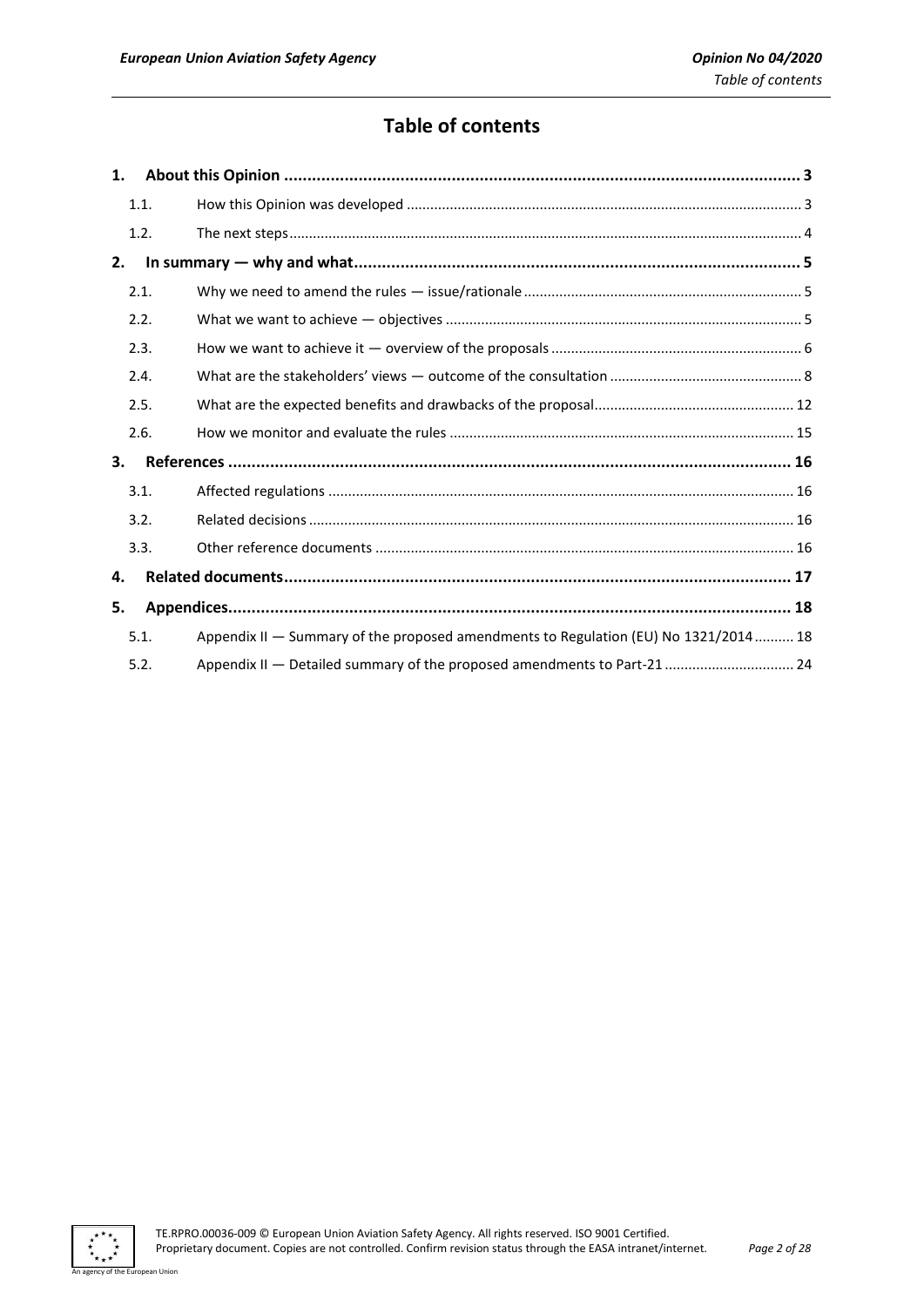# Table of contents

1. **About this Opinion** ..... 3
   - 1.1. How this Opinion was developed ..... 3
   - 1.2. The next steps ..... 4
2. **In summary — why and what** ..... 5
   - 2.1. Why we need to amend the rules — issue/rationale ..... 5
   - 2.2. What we want to achieve — objectives ..... 5
   - 2.3. How we want to achieve it — overview of the proposals ..... 6
   - 2.4. What are the stakeholders' views — outcome of the consultation ..... 8
   - 2.5. What are the expected benefits and drawbacks of the proposal ..... 12
   - 2.6. How we monitor and evaluate the rules ..... 15
3. **References** ..... 16
   - 3.1. Affected regulations ..... 16
   - 3.2. Related decisions ..... 16
   - 3.3. Other reference documents ..... 16
4. **Related documents** ..... 17
5. **Appendices** ..... 18
   - 5.1. Appendix II — Summary of the proposed amendments to Regulation (EU) No 1321/2014 ..... 18
   - 5.2. Appendix II — Detailed summary of the proposed amendments to Part-21 ..... 24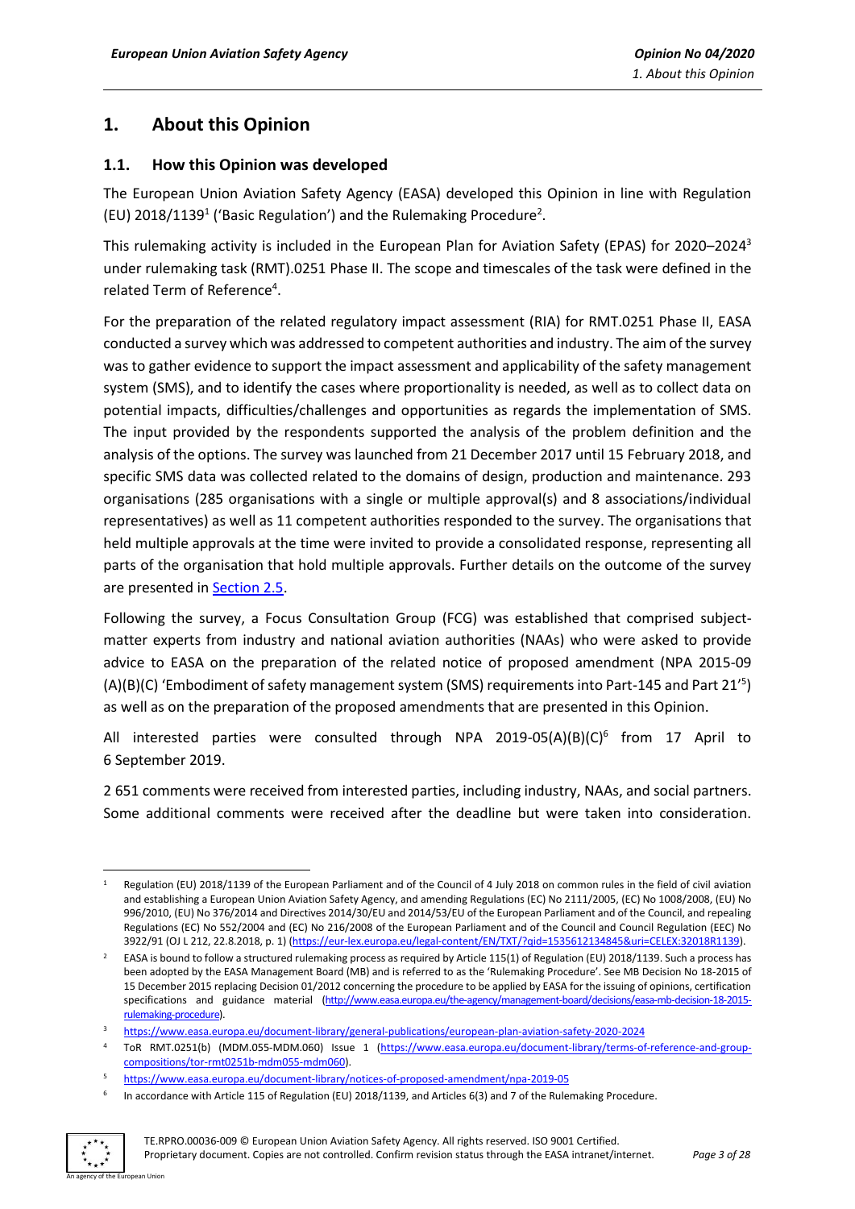# 1. About this Opinion

## 1.1. How this Opinion was developed

The European Union Aviation Safety Agency (EASA) developed this Opinion in line with Regulation (EU) 2018/1139[1] ('Basic Regulation') and the Rulemaking Procedure[2].

This rulemaking activity is included in the European Plan for Aviation Safety (EPAS) for 2020–2024[3] under rulemaking task (RMT).0251 Phase II. The scope and timescales of the task were defined in the related Term of Reference[4].

For the preparation of the related regulatory impact assessment (RIA) for RMT.0251 Phase II, EASA conducted a survey which was addressed to competent authorities and industry. The aim of the survey was to gather evidence to support the impact assessment and applicability of the safety management system (SMS), and to identify the cases where proportionality is needed, as well as to collect data on potential impacts, difficulties/challenges and opportunities as regards the implementation of SMS. The input provided by the respondents supported the analysis of the problem definition and the analysis of the options. The survey was launched from 21 December 2017 until 15 February 2018, and specific SMS data was collected related to the domains of design, production and maintenance. 293 organisations (285 organisations with a single or multiple approval(s) and 8 associations/individual representatives) as well as 11 competent authorities responded to the survey. The organisations that held multiple approvals at the time were invited to provide a consolidated response, representing all parts of the organisation that hold multiple approvals. Further details on the outcome of the survey are presented in Section 2.5.

Following the survey, a Focus Consultation Group (FCG) was established that comprised subject-matter experts from industry and national aviation authorities (NAAs) who were asked to provide advice to EASA on the preparation of the related notice of proposed amendment (NPA 2015-09 (A)(B)(C) 'Embodiment of safety management system (SMS) requirements into Part-145 and Part 21'[5]) as well as on the preparation of the proposed amendments that are presented in this Opinion.

All interested parties were consulted through NPA 2019-05(A)(B)(C)[6] from 17 April to 6 September 2019.

2 651 comments were received from interested parties, including industry, NAAs, and social partners. Some additional comments were received after the deadline but were taken into consideration.

---

[1] Regulation (EU) 2018/1139 of the European Parliament and of the Council of 4 July 2018 on common rules in the field of civil aviation and establishing a European Union Aviation Safety Agency, and amending Regulations (EC) No 2111/2005, (EC) No 1008/2008, (EU) No 996/2010, (EU) No 376/2014 and Directives 2014/30/EU and 2014/53/EU of the European Parliament and of the Council, and repealing Regulations (EC) No 552/2004 and (EC) No 216/2008 of the European Parliament and of the Council and Council Regulation (EEC) No 3922/91 (OJ L 212, 22.8.2018, p. 1) (https://eur-lex.europa.eu/legal-content/EN/TXT/?qid=1535612134845&uri=CELEX:32018R1139).

[2] EASA is bound to follow a structured rulemaking process as required by Article 115(1) of Regulation (EU) 2018/1139. Such a process has been adopted by the EASA Management Board (MB) and is referred to as the 'Rulemaking Procedure'. See MB Decision No 18-2015 of 15 December 2015 replacing Decision 01/2012 concerning the procedure to be applied by EASA for the issuing of opinions, certification specifications and guidance material (http://www.easa.europa.eu/the-agency/management-board/decisions/easa-mb-decision-18-2015-rulemaking-procedure).

[3] https://www.easa.europa.eu/document-library/general-publications/european-plan-aviation-safety-2020-2024

[4] ToR RMT.0251(b) (MDM.055-MDM.060) Issue 1 (https://www.easa.europa.eu/document-library/terms-of-reference-and-group-compositions/tor-rmt0251b-mdm055-mdm060).

[5] https://www.easa.europa.eu/document-library/notices-of-proposed-amendment/npa-2019-05

[6] In accordance with Article 115 of Regulation (EU) 2018/1139, and Articles 6(3) and 7 of the Rulemaking Procedure.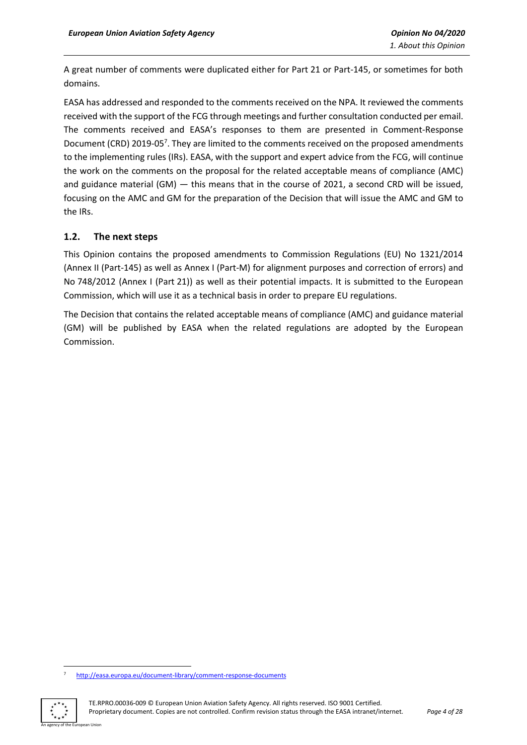A great number of comments were duplicated either for Part 21 or Part-145, or sometimes for both domains.

EASA has addressed and responded to the comments received on the NPA. It reviewed the comments received with the support of the FCG through meetings and further consultation conducted per email. The comments received and EASA's responses to them are presented in Comment-Response Document (CRD) 2019-05[7]. They are limited to the comments received on the proposed amendments to the implementing rules (IRs). EASA, with the support and expert advice from the FCG, will continue the work on the comments on the proposal for the related acceptable means of compliance (AMC) and guidance material (GM) — this means that in the course of 2021, a second CRD will be issued, focusing on the AMC and GM for the preparation of the Decision that will issue the AMC and GM to the IRs.

## 1.2. The next steps

This Opinion contains the proposed amendments to Commission Regulations (EU) No 1321/2014 (Annex II (Part-145) as well as Annex I (Part-M) for alignment purposes and correction of errors) and No 748/2012 (Annex I (Part 21)) as well as their potential impacts. It is submitted to the European Commission, which will use it as a technical basis in order to prepare EU regulations.

The Decision that contains the related acceptable means of compliance (AMC) and guidance material (GM) will be published by EASA when the related regulations are adopted by the European Commission.

---

[7] http://easa.europa.eu/document-library/comment-response-documents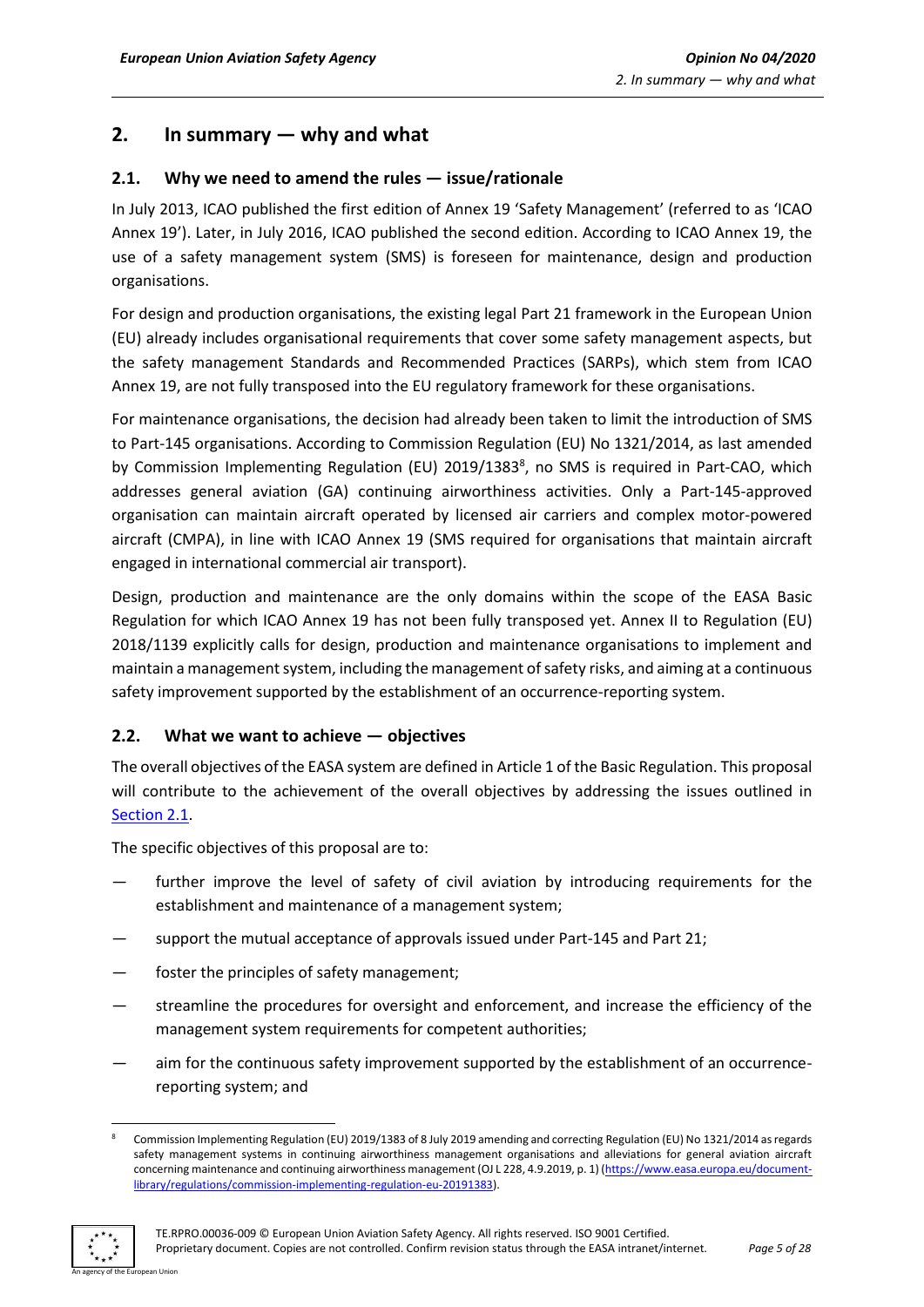## 2. In summary — why and what

### 2.1. Why we need to amend the rules — issue/rationale

In July 2013, ICAO published the first edition of Annex 19 'Safety Management' (referred to as 'ICAO Annex 19'). Later, in July 2016, ICAO published the second edition. According to ICAO Annex 19, the use of a safety management system (SMS) is foreseen for maintenance, design and production organisations.

For design and production organisations, the existing legal Part 21 framework in the European Union (EU) already includes organisational requirements that cover some safety management aspects, but the safety management Standards and Recommended Practices (SARPs), which stem from ICAO Annex 19, are not fully transposed into the EU regulatory framework for these organisations.

For maintenance organisations, the decision had already been taken to limit the introduction of SMS to Part-145 organisations. According to Commission Regulation (EU) No 1321/2014, as last amended by Commission Implementing Regulation (EU) 2019/1383[8], no SMS is required in Part-CAO, which addresses general aviation (GA) continuing airworthiness activities. Only a Part-145-approved organisation can maintain aircraft operated by licensed air carriers and complex motor-powered aircraft (CMPA), in line with ICAO Annex 19 (SMS required for organisations that maintain aircraft engaged in international commercial air transport).

Design, production and maintenance are the only domains within the scope of the EASA Basic Regulation for which ICAO Annex 19 has not been fully transposed yet. Annex II to Regulation (EU) 2018/1139 explicitly calls for design, production and maintenance organisations to implement and maintain a management system, including the management of safety risks, and aiming at a continuous safety improvement supported by the establishment of an occurrence-reporting system.

### 2.2. What we want to achieve — objectives

The overall objectives of the EASA system are defined in Article 1 of the Basic Regulation. This proposal will contribute to the achievement of the overall objectives by addressing the issues outlined in Section 2.1.

The specific objectives of this proposal are to:

- further improve the level of safety of civil aviation by introducing requirements for the establishment and maintenance of a management system;
- support the mutual acceptance of approvals issued under Part-145 and Part 21;
- foster the principles of safety management;
- streamline the procedures for oversight and enforcement, and increase the efficiency of the management system requirements for competent authorities;
- aim for the continuous safety improvement supported by the establishment of an occurrence-reporting system; and

[8] Commission Implementing Regulation (EU) 2019/1383 of 8 July 2019 amending and correcting Regulation (EU) No 1321/2014 as regards safety management systems in continuing airworthiness management organisations and alleviations for general aviation aircraft concerning maintenance and continuing airworthiness management (OJ L 228, 4.9.2019, p. 1) (https://www.easa.europa.eu/document-library/regulations/commission-implementing-regulation-eu-20191383).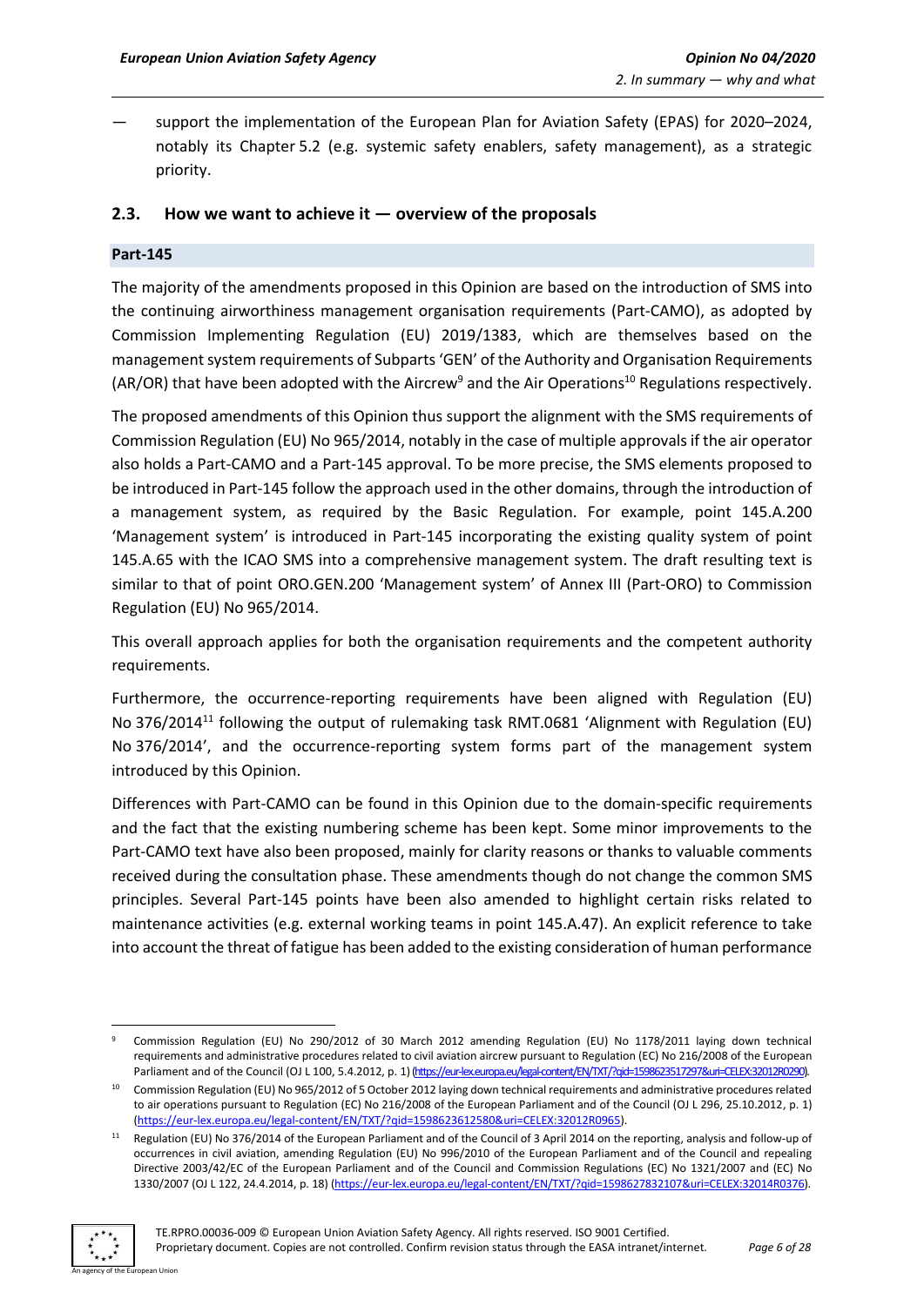— support the implementation of the European Plan for Aviation Safety (EPAS) for 2020–2024, notably its Chapter 5.2 (e.g. systemic safety enablers, safety management), as a strategic priority.

## 2.3. How we want to achieve it — overview of the proposals

### Part-145

The majority of the amendments proposed in this Opinion are based on the introduction of SMS into the continuing airworthiness management organisation requirements (Part-CAMO), as adopted by Commission Implementing Regulation (EU) 2019/1383, which are themselves based on the management system requirements of Subparts 'GEN' of the Authority and Organisation Requirements (AR/OR) that have been adopted with the Aircrew[9] and the Air Operations[10] Regulations respectively.

The proposed amendments of this Opinion thus support the alignment with the SMS requirements of Commission Regulation (EU) No 965/2014, notably in the case of multiple approvals if the air operator also holds a Part-CAMO and a Part-145 approval. To be more precise, the SMS elements proposed to be introduced in Part-145 follow the approach used in the other domains, through the introduction of a management system, as required by the Basic Regulation. For example, point 145.A.200 'Management system' is introduced in Part-145 incorporating the existing quality system of point 145.A.65 with the ICAO SMS into a comprehensive management system. The draft resulting text is similar to that of point ORO.GEN.200 'Management system' of Annex III (Part-ORO) to Commission Regulation (EU) No 965/2014.

This overall approach applies for both the organisation requirements and the competent authority requirements.

Furthermore, the occurrence-reporting requirements have been aligned with Regulation (EU) No 376/2014[11] following the output of rulemaking task RMT.0681 'Alignment with Regulation (EU) No 376/2014', and the occurrence-reporting system forms part of the management system introduced by this Opinion.

Differences with Part-CAMO can be found in this Opinion due to the domain-specific requirements and the fact that the existing numbering scheme has been kept. Some minor improvements to the Part-CAMO text have also been proposed, mainly for clarity reasons or thanks to valuable comments received during the consultation phase. These amendments though do not change the common SMS principles. Several Part-145 points have been also amended to highlight certain risks related to maintenance activities (e.g. external working teams in point 145.A.47). An explicit reference to take into account the threat of fatigue has been added to the existing consideration of human performance

---

[9] Commission Regulation (EU) No 290/2012 of 30 March 2012 amending Regulation (EU) No 1178/2011 laying down technical requirements and administrative procedures related to civil aviation aircrew pursuant to Regulation (EC) No 216/2008 of the European Parliament and of the Council (OJ L 100, 5.4.2012, p. 1) (https://eur-lex.europa.eu/legal-content/EN/TXT/?qid=1598623517297&uri=CELEX:32012R0290).

[10] Commission Regulation (EU) No 965/2012 of 5 October 2012 laying down technical requirements and administrative procedures related to air operations pursuant to Regulation (EC) No 216/2008 of the European Parliament and of the Council (OJ L 296, 25.10.2012, p. 1) (https://eur-lex.europa.eu/legal-content/EN/TXT/?qid=1598623612580&uri=CELEX:32012R0965).

[11] Regulation (EU) No 376/2014 of the European Parliament and of the Council of 3 April 2014 on the reporting, analysis and follow-up of occurrences in civil aviation, amending Regulation (EU) No 996/2010 of the European Parliament and of the Council and repealing Directive 2003/42/EC of the European Parliament and of the Council and Commission Regulations (EC) No 1321/2007 and (EC) No 1330/2007 (OJ L 122, 24.4.2014, p. 18) (https://eur-lex.europa.eu/legal-content/EN/TXT/?qid=1598627832107&uri=CELEX:32014R0376).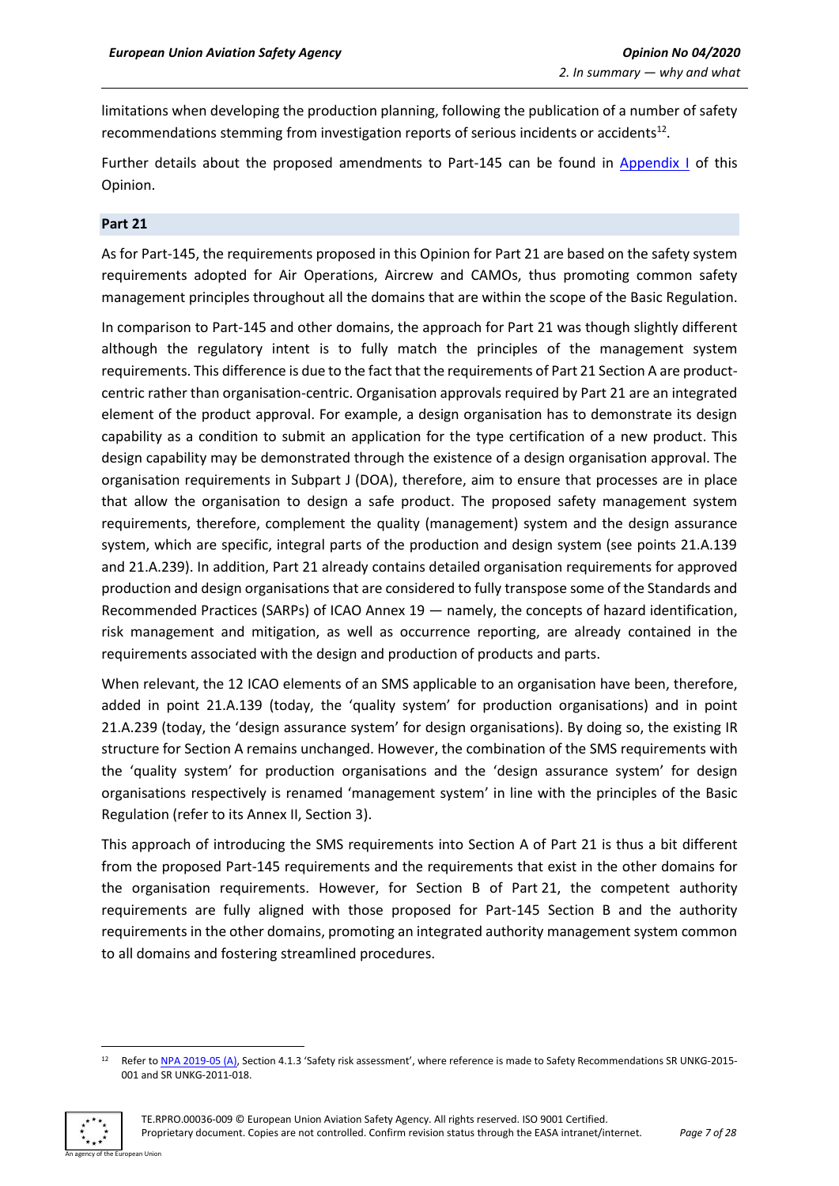limitations when developing the production planning, following the publication of a number of safety recommendations stemming from investigation reports of serious incidents or accidents[12].

Further details about the proposed amendments to Part-145 can be found in Appendix I of this Opinion.

### Part 21

As for Part-145, the requirements proposed in this Opinion for Part 21 are based on the safety system requirements adopted for Air Operations, Aircrew and CAMOs, thus promoting common safety management principles throughout all the domains that are within the scope of the Basic Regulation.

In comparison to Part-145 and other domains, the approach for Part 21 was though slightly different although the regulatory intent is to fully match the principles of the management system requirements. This difference is due to the fact that the requirements of Part 21 Section A are product-centric rather than organisation-centric. Organisation approvals required by Part 21 are an integrated element of the product approval. For example, a design organisation has to demonstrate its design capability as a condition to submit an application for the type certification of a new product. This design capability may be demonstrated through the existence of a design organisation approval. The organisation requirements in Subpart J (DOA), therefore, aim to ensure that processes are in place that allow the organisation to design a safe product. The proposed safety management system requirements, therefore, complement the quality (management) system and the design assurance system, which are specific, integral parts of the production and design system (see points 21.A.139 and 21.A.239). In addition, Part 21 already contains detailed organisation requirements for approved production and design organisations that are considered to fully transpose some of the Standards and Recommended Practices (SARPs) of ICAO Annex 19 — namely, the concepts of hazard identification, risk management and mitigation, as well as occurrence reporting, are already contained in the requirements associated with the design and production of products and parts.

When relevant, the 12 ICAO elements of an SMS applicable to an organisation have been, therefore, added in point 21.A.139 (today, the 'quality system' for production organisations) and in point 21.A.239 (today, the 'design assurance system' for design organisations). By doing so, the existing IR structure for Section A remains unchanged. However, the combination of the SMS requirements with the 'quality system' for production organisations and the 'design assurance system' for design organisations respectively is renamed 'management system' in line with the principles of the Basic Regulation (refer to its Annex II, Section 3).

This approach of introducing the SMS requirements into Section A of Part 21 is thus a bit different from the proposed Part-145 requirements and the requirements that exist in the other domains for the organisation requirements. However, for Section B of Part 21, the competent authority requirements are fully aligned with those proposed for Part-145 Section B and the authority requirements in the other domains, promoting an integrated authority management system common to all domains and fostering streamlined procedures.

---

[12] Refer to NPA 2019-05 (A), Section 4.1.3 'Safety risk assessment', where reference is made to Safety Recommendations SR UNKG-2015-001 and SR UNKG-2011-018.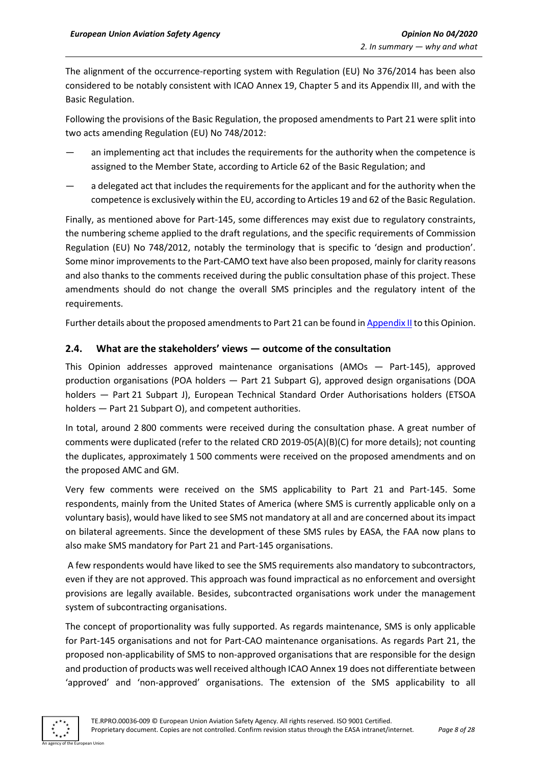The alignment of the occurrence-reporting system with Regulation (EU) No 376/2014 has been also considered to be notably consistent with ICAO Annex 19, Chapter 5 and its Appendix III, and with the Basic Regulation.

Following the provisions of the Basic Regulation, the proposed amendments to Part 21 were split into two acts amending Regulation (EU) No 748/2012:

— an implementing act that includes the requirements for the authority when the competence is assigned to the Member State, according to Article 62 of the Basic Regulation; and

— a delegated act that includes the requirements for the applicant and for the authority when the competence is exclusively within the EU, according to Articles 19 and 62 of the Basic Regulation.

Finally, as mentioned above for Part-145, some differences may exist due to regulatory constraints, the numbering scheme applied to the draft regulations, and the specific requirements of Commission Regulation (EU) No 748/2012, notably the terminology that is specific to 'design and production'. Some minor improvements to the Part-CAMO text have also been proposed, mainly for clarity reasons and also thanks to the comments received during the public consultation phase of this project. These amendments should do not change the overall SMS principles and the regulatory intent of the requirements.

Further details about the proposed amendments to Part 21 can be found in Appendix II to this Opinion.

## 2.4. What are the stakeholders' views — outcome of the consultation

This Opinion addresses approved maintenance organisations (AMOs — Part-145), approved production organisations (POA holders — Part 21 Subpart G), approved design organisations (DOA holders — Part 21 Subpart J), European Technical Standard Order Authorisations holders (ETSOA holders — Part 21 Subpart O), and competent authorities.

In total, around 2 800 comments were received during the consultation phase. A great number of comments were duplicated (refer to the related CRD 2019-05(A)(B)(C) for more details); not counting the duplicates, approximately 1 500 comments were received on the proposed amendments and on the proposed AMC and GM.

Very few comments were received on the SMS applicability to Part 21 and Part-145. Some respondents, mainly from the United States of America (where SMS is currently applicable only on a voluntary basis), would have liked to see SMS not mandatory at all and are concerned about its impact on bilateral agreements. Since the development of these SMS rules by EASA, the FAA now plans to also make SMS mandatory for Part 21 and Part-145 organisations.

A few respondents would have liked to see the SMS requirements also mandatory to subcontractors, even if they are not approved. This approach was found impractical as no enforcement and oversight provisions are legally available. Besides, subcontracted organisations work under the management system of subcontracting organisations.

The concept of proportionality was fully supported. As regards maintenance, SMS is only applicable for Part-145 organisations and not for Part-CAO maintenance organisations. As regards Part 21, the proposed non-applicability of SMS to non-approved organisations that are responsible for the design and production of products was well received although ICAO Annex 19 does not differentiate between 'approved' and 'non-approved' organisations. The extension of the SMS applicability to all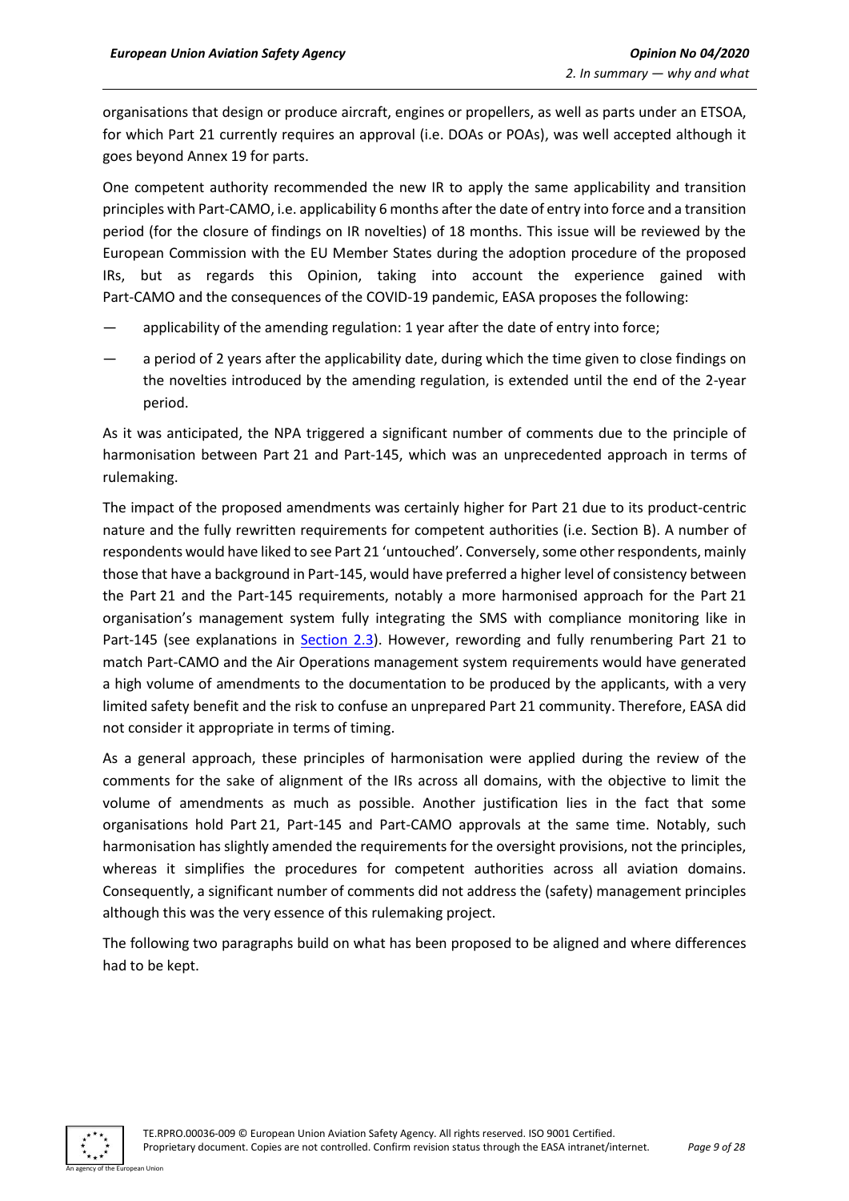organisations that design or produce aircraft, engines or propellers, as well as parts under an ETSOA, for which Part 21 currently requires an approval (i.e. DOAs or POAs), was well accepted although it goes beyond Annex 19 for parts.

One competent authority recommended the new IR to apply the same applicability and transition principles with Part-CAMO, i.e. applicability 6 months after the date of entry into force and a transition period (for the closure of findings on IR novelties) of 18 months. This issue will be reviewed by the European Commission with the EU Member States during the adoption procedure of the proposed IRs, but as regards this Opinion, taking into account the experience gained with Part-CAMO and the consequences of the COVID-19 pandemic, EASA proposes the following:

— applicability of the amending regulation: 1 year after the date of entry into force;

— a period of 2 years after the applicability date, during which the time given to close findings on the novelties introduced by the amending regulation, is extended until the end of the 2-year period.

As it was anticipated, the NPA triggered a significant number of comments due to the principle of harmonisation between Part 21 and Part-145, which was an unprecedented approach in terms of rulemaking.

The impact of the proposed amendments was certainly higher for Part 21 due to its product-centric nature and the fully rewritten requirements for competent authorities (i.e. Section B). A number of respondents would have liked to see Part 21 'untouched'. Conversely, some other respondents, mainly those that have a background in Part-145, would have preferred a higher level of consistency between the Part 21 and the Part-145 requirements, notably a more harmonised approach for the Part 21 organisation's management system fully integrating the SMS with compliance monitoring like in Part-145 (see explanations in Section 2.3). However, rewording and fully renumbering Part 21 to match Part-CAMO and the Air Operations management system requirements would have generated a high volume of amendments to the documentation to be produced by the applicants, with a very limited safety benefit and the risk to confuse an unprepared Part 21 community. Therefore, EASA did not consider it appropriate in terms of timing.

As a general approach, these principles of harmonisation were applied during the review of the comments for the sake of alignment of the IRs across all domains, with the objective to limit the volume of amendments as much as possible. Another justification lies in the fact that some organisations hold Part 21, Part-145 and Part-CAMO approvals at the same time. Notably, such harmonisation has slightly amended the requirements for the oversight provisions, not the principles, whereas it simplifies the procedures for competent authorities across all aviation domains. Consequently, a significant number of comments did not address the (safety) management principles although this was the very essence of this rulemaking project.

The following two paragraphs build on what has been proposed to be aligned and where differences had to be kept.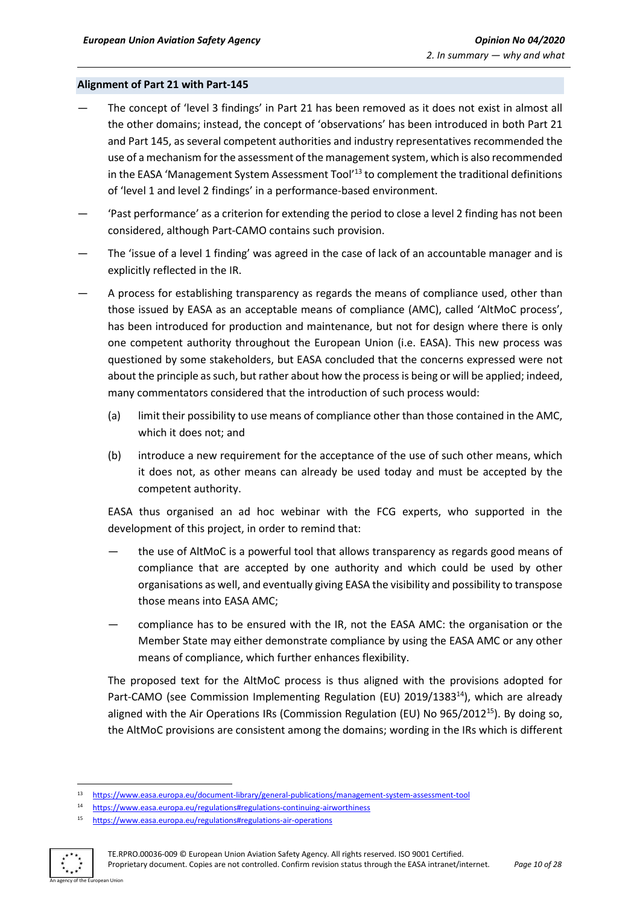### Alignment of Part 21 with Part-145

- The concept of 'level 3 findings' in Part 21 has been removed as it does not exist in almost all the other domains; instead, the concept of 'observations' has been introduced in both Part 21 and Part 145, as several competent authorities and industry representatives recommended the use of a mechanism for the assessment of the management system, which is also recommended in the EASA 'Management System Assessment Tool'[13] to complement the traditional definitions of 'level 1 and level 2 findings' in a performance-based environment.
- 'Past performance' as a criterion for extending the period to close a level 2 finding has not been considered, although Part-CAMO contains such provision.
- The 'issue of a level 1 finding' was agreed in the case of lack of an accountable manager and is explicitly reflected in the IR.
- A process for establishing transparency as regards the means of compliance used, other than those issued by EASA as an acceptable means of compliance (AMC), called 'AltMoC process', has been introduced for production and maintenance, but not for design where there is only one competent authority throughout the European Union (i.e. EASA). This new process was questioned by some stakeholders, but EASA concluded that the concerns expressed were not about the principle as such, but rather about how the process is being or will be applied; indeed, many commentators considered that the introduction of such process would:

  (a) limit their possibility to use means of compliance other than those contained in the AMC, which it does not; and

  (b) introduce a new requirement for the acceptance of the use of such other means, which it does not, as other means can already be used today and must be accepted by the competent authority.

  EASA thus organised an ad hoc webinar with the FCG experts, who supported in the development of this project, in order to remind that:

  - the use of AltMoC is a powerful tool that allows transparency as regards good means of compliance that are accepted by one authority and which could be used by other organisations as well, and eventually giving EASA the visibility and possibility to transpose those means into EASA AMC;
  - compliance has to be ensured with the IR, not the EASA AMC: the organisation or the Member State may either demonstrate compliance by using the EASA AMC or any other means of compliance, which further enhances flexibility.

  The proposed text for the AltMoC process is thus aligned with the provisions adopted for Part-CAMO (see Commission Implementing Regulation (EU) 2019/1383[14]), which are already aligned with the Air Operations IRs (Commission Regulation (EU) No 965/2012[15]). By doing so, the AltMoC provisions are consistent among the domains; wording in the IRs which is different

---

[13] https://www.easa.europa.eu/document-library/general-publications/management-system-assessment-tool

[14] https://www.easa.europa.eu/regulations#regulations-continuing-airworthiness

[15] https://www.easa.europa.eu/regulations#regulations-air-operations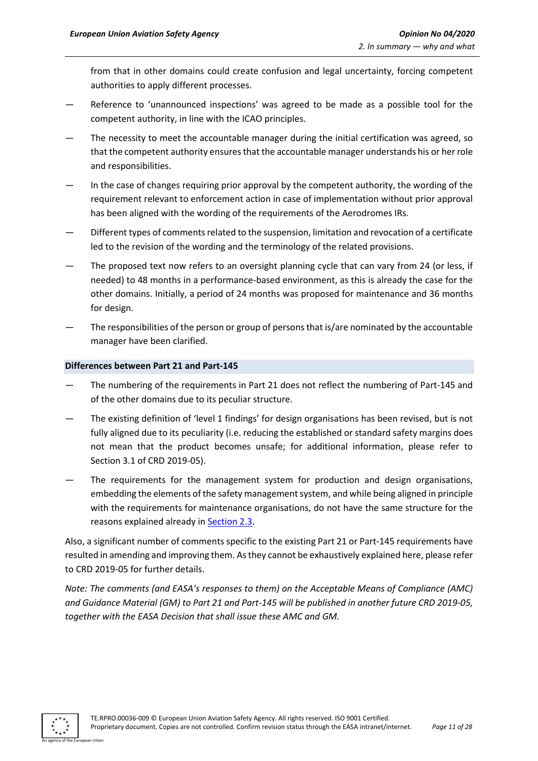from that in other domains could create confusion and legal uncertainty, forcing competent authorities to apply different processes.

— Reference to 'unannounced inspections' was agreed to be made as a possible tool for the competent authority, in line with the ICAO principles.

— The necessity to meet the accountable manager during the initial certification was agreed, so that the competent authority ensures that the accountable manager understands his or her role and responsibilities.

— In the case of changes requiring prior approval by the competent authority, the wording of the requirement relevant to enforcement action in case of implementation without prior approval has been aligned with the wording of the requirements of the Aerodromes IRs.

— Different types of comments related to the suspension, limitation and revocation of a certificate led to the revision of the wording and the terminology of the related provisions.

— The proposed text now refers to an oversight planning cycle that can vary from 24 (or less, if needed) to 48 months in a performance-based environment, as this is already the case for the other domains. Initially, a period of 24 months was proposed for maintenance and 36 months for design.

— The responsibilities of the person or group of persons that is/are nominated by the accountable manager have been clarified.

#### Differences between Part 21 and Part-145

— The numbering of the requirements in Part 21 does not reflect the numbering of Part-145 and of the other domains due to its peculiar structure.

— The existing definition of 'level 1 findings' for design organisations has been revised, but is not fully aligned due to its peculiarity (i.e. reducing the established or standard safety margins does not mean that the product becomes unsafe; for additional information, please refer to Section 3.1 of CRD 2019-05).

— The requirements for the management system for production and design organisations, embedding the elements of the safety management system, and while being aligned in principle with the requirements for maintenance organisations, do not have the same structure for the reasons explained already in Section 2.3.

Also, a significant number of comments specific to the existing Part 21 or Part-145 requirements have resulted in amending and improving them. As they cannot be exhaustively explained here, please refer to CRD 2019-05 for further details.

*Note: The comments (and EASA's responses to them) on the Acceptable Means of Compliance (AMC) and Guidance Material (GM) to Part 21 and Part-145 will be published in another future CRD 2019-05, together with the EASA Decision that shall issue these AMC and GM.*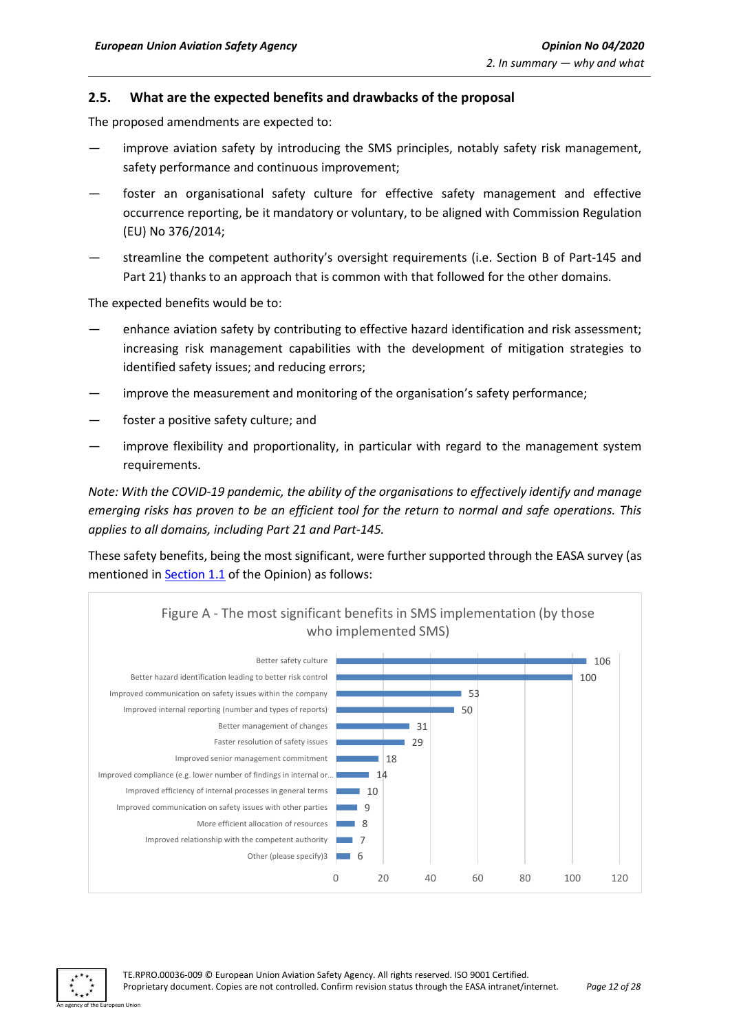## 2.5. What are the expected benefits and drawbacks of the proposal

The proposed amendments are expected to:

— improve aviation safety by introducing the SMS principles, notably safety risk management, safety performance and continuous improvement;

— foster an organisational safety culture for effective safety management and effective occurrence reporting, be it mandatory or voluntary, to be aligned with Commission Regulation (EU) No 376/2014;

— streamline the competent authority's oversight requirements (i.e. Section B of Part-145 and Part 21) thanks to an approach that is common with that followed for the other domains.

The expected benefits would be to:

— enhance aviation safety by contributing to effective hazard identification and risk assessment; increasing risk management capabilities with the development of mitigation strategies to identified safety issues; and reducing errors;

— improve the measurement and monitoring of the organisation's safety performance;

— foster a positive safety culture; and

— improve flexibility and proportionality, in particular with regard to the management system requirements.

*Note: With the COVID-19 pandemic, the ability of the organisations to effectively identify and manage emerging risks has proven to be an efficient tool for the return to normal and safe operations. This applies to all domains, including Part 21 and Part-145.*

These safety benefits, being the most significant, were further supported through the EASA survey (as mentioned in Section 1.1 of the Opinion) as follows:

Figure A - The most significant benefits in SMS implementation (by those who implemented SMS)

| Benefit | Number |
|---|---|
| Better safety culture | 106 |
| Better hazard identification leading to better risk control | 100 |
| Improved communication on safety issues within the company | 53 |
| Improved internal reporting (number and types of reports) | 50 |
| Better management of changes | 31 |
| Faster resolution of safety issues | 29 |
| Improved senior management commitment | 18 |
| Improved compliance (e.g. lower number of findings in internal or… | 14 |
| Improved efficiency of internal processes in general terms | 10 |
| Improved communication on safety issues with other parties | 9 |
| More efficient allocation of resources | 8 |
| Improved relationship with the competent authority | 7 |
| Other (please specify)3 | 6 |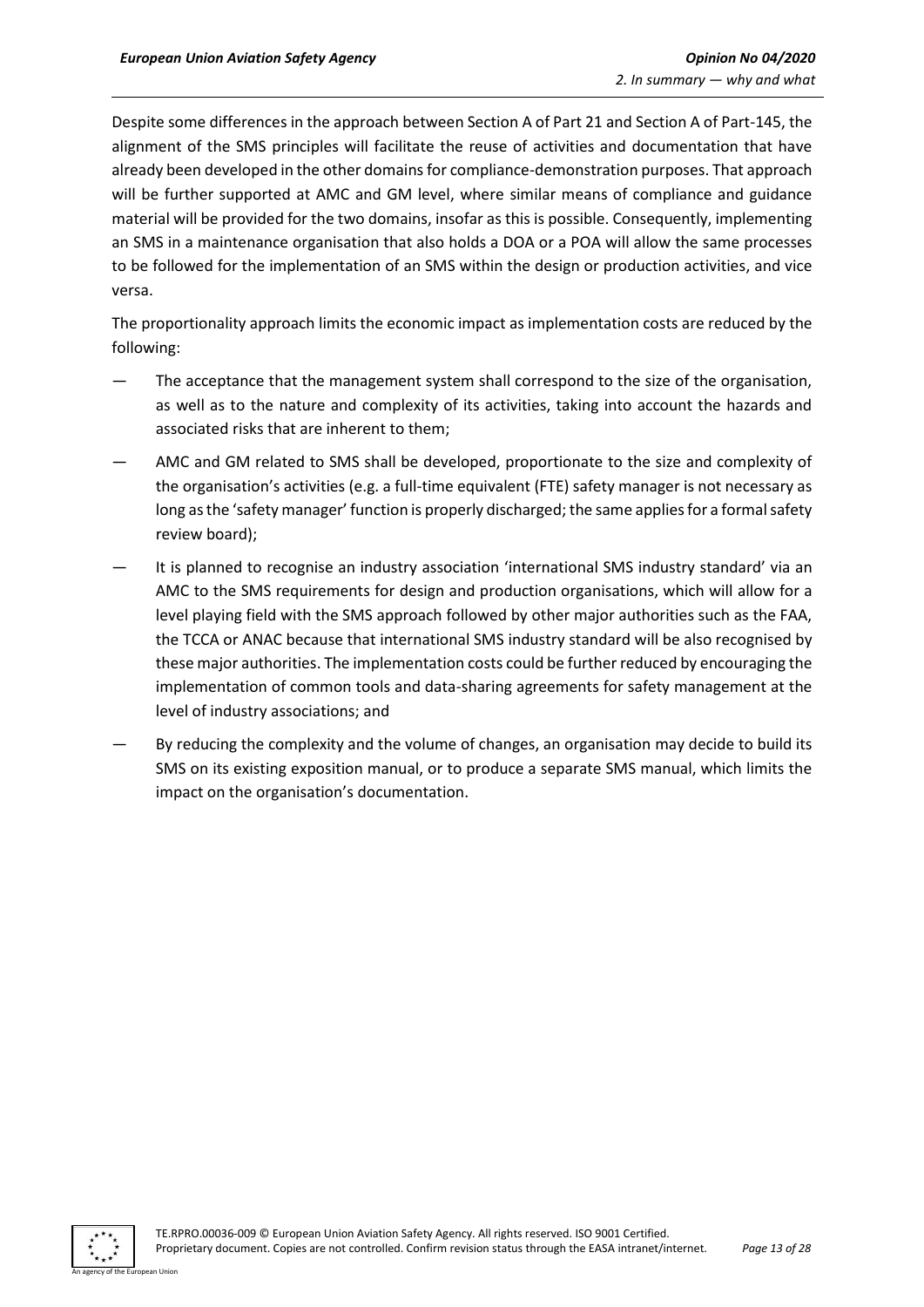Despite some differences in the approach between Section A of Part 21 and Section A of Part-145, the alignment of the SMS principles will facilitate the reuse of activities and documentation that have already been developed in the other domains for compliance-demonstration purposes. That approach will be further supported at AMC and GM level, where similar means of compliance and guidance material will be provided for the two domains, insofar as this is possible. Consequently, implementing an SMS in a maintenance organisation that also holds a DOA or a POA will allow the same processes to be followed for the implementation of an SMS within the design or production activities, and vice versa.

The proportionality approach limits the economic impact as implementation costs are reduced by the following:

- The acceptance that the management system shall correspond to the size of the organisation, as well as to the nature and complexity of its activities, taking into account the hazards and associated risks that are inherent to them;
- AMC and GM related to SMS shall be developed, proportionate to the size and complexity of the organisation's activities (e.g. a full-time equivalent (FTE) safety manager is not necessary as long as the 'safety manager' function is properly discharged; the same applies for a formal safety review board);
- It is planned to recognise an industry association 'international SMS industry standard' via an AMC to the SMS requirements for design and production organisations, which will allow for a level playing field with the SMS approach followed by other major authorities such as the FAA, the TCCA or ANAC because that international SMS industry standard will be also recognised by these major authorities. The implementation costs could be further reduced by encouraging the implementation of common tools and data-sharing agreements for safety management at the level of industry associations; and
- By reducing the complexity and the volume of changes, an organisation may decide to build its SMS on its existing exposition manual, or to produce a separate SMS manual, which limits the impact on the organisation's documentation.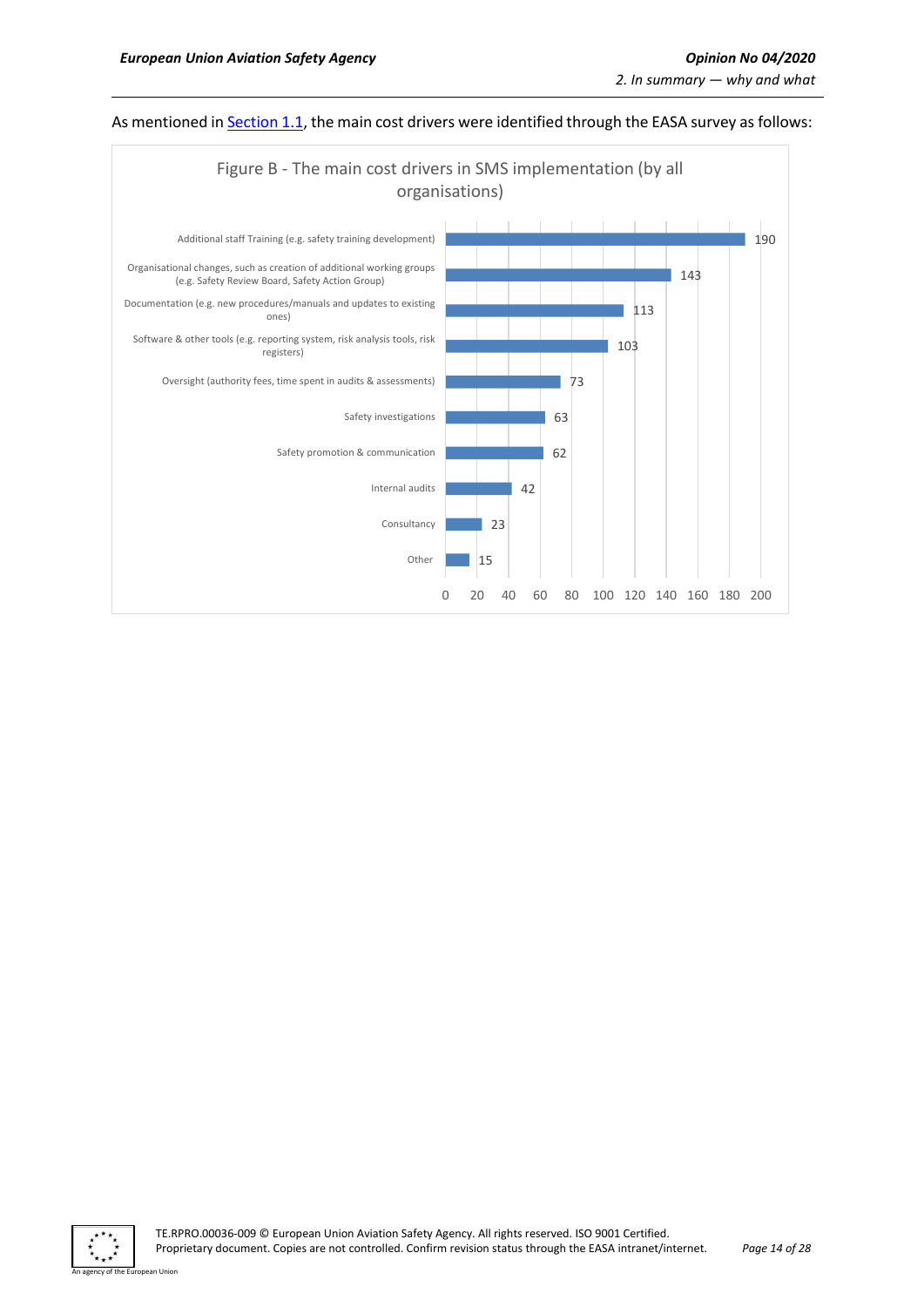As mentioned in Section 1.1, the main cost drivers were identified through the EASA survey as follows:

Figure B - The main cost drivers in SMS implementation (by all organisations)

| Cost driver | Count |
| --- | --- |
| Additional staff Training (e.g. safety training development) | 190 |
| Organisational changes, such as creation of additional working groups (e.g. Safety Review Board, Safety Action Group) | 143 |
| Documentation (e.g. new procedures/manuals and updates to existing ones) | 113 |
| Software & other tools (e.g. reporting system, risk analysis tools, risk registers) | 103 |
| Oversight (authority fees, time spent in audits & assessments) | 73 |
| Safety investigations | 63 |
| Safety promotion & communication | 62 |
| Internal audits | 42 |
| Consultancy | 23 |
| Other | 15 |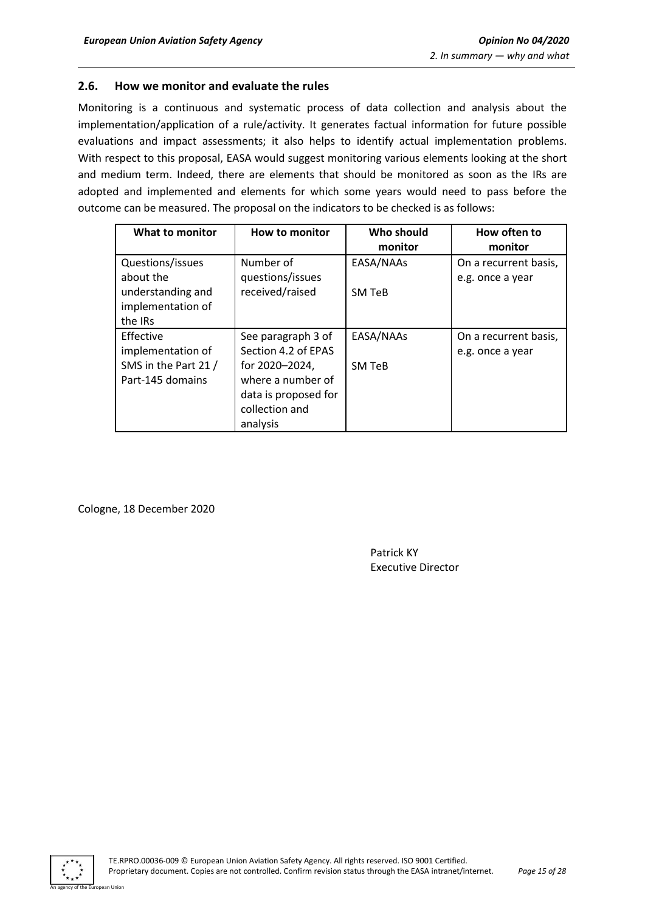### 2.6. How we monitor and evaluate the rules

Monitoring is a continuous and systematic process of data collection and analysis about the implementation/application of a rule/activity. It generates factual information for future possible evaluations and impact assessments; it also helps to identify actual implementation problems. With respect to this proposal, EASA would suggest monitoring various elements looking at the short and medium term. Indeed, there are elements that should be monitored as soon as the IRs are adopted and implemented and elements for which some years would need to pass before the outcome can be measured. The proposal on the indicators to be checked is as follows:

| What to monitor | How to monitor | Who should monitor | How often to monitor |
|---|---|---|---|
| Questions/issues about the understanding and implementation of the IRs | Number of questions/issues received/raised | EASA/NAAs<br><br>SM TeB | On a recurrent basis, e.g. once a year |
| Effective implementation of SMS in the Part 21 / Part-145 domains | See paragraph 3 of Section 4.2 of EPAS for 2020–2024, where a number of data is proposed for collection and analysis | EASA/NAAs<br><br>SM TeB | On a recurrent basis, e.g. once a year |

Cologne, 18 December 2020

Patrick KY
Executive Director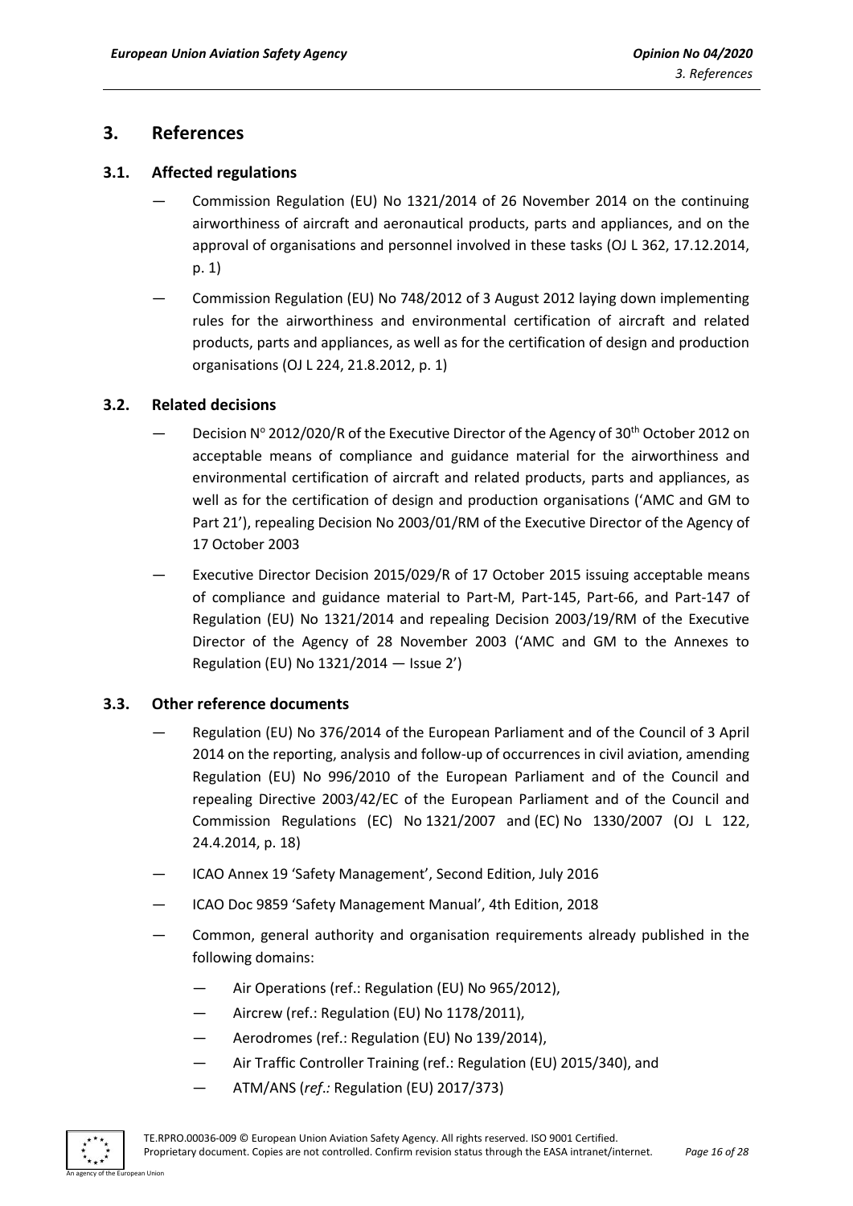## 3. References

### 3.1. Affected regulations

- Commission Regulation (EU) No 1321/2014 of 26 November 2014 on the continuing airworthiness of aircraft and aeronautical products, parts and appliances, and on the approval of organisations and personnel involved in these tasks (OJ L 362, 17.12.2014, p. 1)
- Commission Regulation (EU) No 748/2012 of 3 August 2012 laying down implementing rules for the airworthiness and environmental certification of aircraft and related products, parts and appliances, as well as for the certification of design and production organisations (OJ L 224, 21.8.2012, p. 1)

### 3.2. Related decisions

- Decision N° 2012/020/R of the Executive Director of the Agency of 30th October 2012 on acceptable means of compliance and guidance material for the airworthiness and environmental certification of aircraft and related products, parts and appliances, as well as for the certification of design and production organisations ('AMC and GM to Part 21'), repealing Decision No 2003/01/RM of the Executive Director of the Agency of 17 October 2003
- Executive Director Decision 2015/029/R of 17 October 2015 issuing acceptable means of compliance and guidance material to Part-M, Part-145, Part-66, and Part-147 of Regulation (EU) No 1321/2014 and repealing Decision 2003/19/RM of the Executive Director of the Agency of 28 November 2003 ('AMC and GM to the Annexes to Regulation (EU) No 1321/2014 — Issue 2')

### 3.3. Other reference documents

- Regulation (EU) No 376/2014 of the European Parliament and of the Council of 3 April 2014 on the reporting, analysis and follow-up of occurrences in civil aviation, amending Regulation (EU) No 996/2010 of the European Parliament and of the Council and repealing Directive 2003/42/EC of the European Parliament and of the Council and Commission Regulations (EC) No 1321/2007 and (EC) No 1330/2007 (OJ L 122, 24.4.2014, p. 18)
- ICAO Annex 19 'Safety Management', Second Edition, July 2016
- ICAO Doc 9859 'Safety Management Manual', 4th Edition, 2018
- Common, general authority and organisation requirements already published in the following domains:
  - Air Operations (ref.: Regulation (EU) No 965/2012),
  - Aircrew (ref.: Regulation (EU) No 1178/2011),
  - Aerodromes (ref.: Regulation (EU) No 139/2014),
  - Air Traffic Controller Training (ref.: Regulation (EU) 2015/340), and
  - ATM/ANS (*ref.:* Regulation (EU) 2017/373)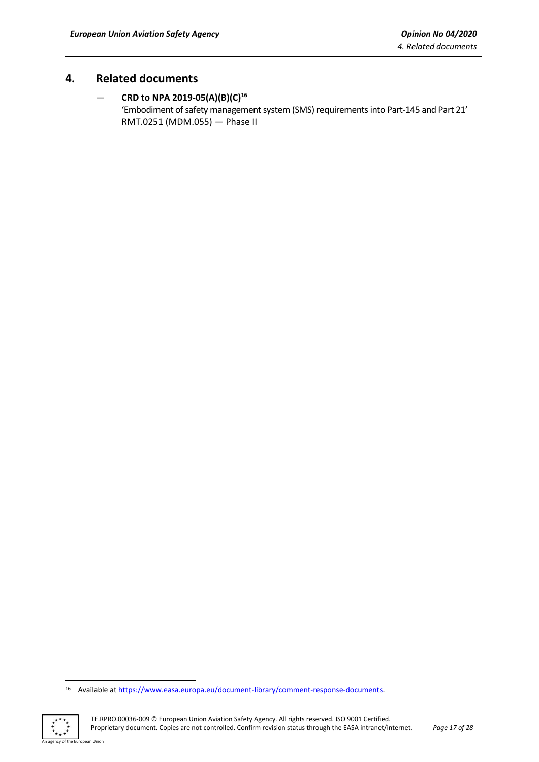## 4. Related documents

— **CRD to NPA 2019-05(A)(B)(C)**[16]
'Embodiment of safety management system (SMS) requirements into Part-145 and Part 21' RMT.0251 (MDM.055) — Phase II

[16] Available at https://www.easa.europa.eu/document-library/comment-response-documents.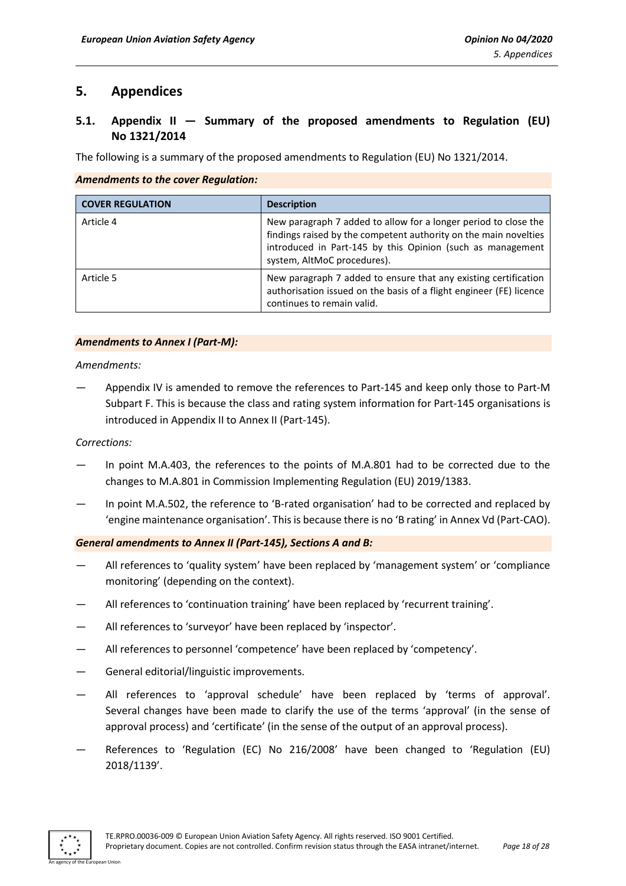## 5. Appendices

### 5.1. Appendix II — Summary of the proposed amendments to Regulation (EU) No 1321/2014

The following is a summary of the proposed amendments to Regulation (EU) No 1321/2014.

***Amendments to the cover Regulation:***

| COVER REGULATION | Description |
|---|---|
| Article 4 | New paragraph 7 added to allow for a longer period to close the findings raised by the competent authority on the main novelties introduced in Part-145 by this Opinion (such as management system, AltMoC procedures). |
| Article 5 | New paragraph 7 added to ensure that any existing certification authorisation issued on the basis of a flight engineer (FE) licence continues to remain valid. |

***Amendments to Annex I (Part-M):***

*Amendments:*

— Appendix IV is amended to remove the references to Part-145 and keep only those to Part-M Subpart F. This is because the class and rating system information for Part-145 organisations is introduced in Appendix II to Annex II (Part-145).

*Corrections:*

— In point M.A.403, the references to the points of M.A.801 had to be corrected due to the changes to M.A.801 in Commission Implementing Regulation (EU) 2019/1383.

— In point M.A.502, the reference to 'B-rated organisation' had to be corrected and replaced by 'engine maintenance organisation'. This is because there is no 'B rating' in Annex Vd (Part-CAO).

***General amendments to Annex II (Part-145), Sections A and B:***

— All references to 'quality system' have been replaced by 'management system' or 'compliance monitoring' (depending on the context).

— All references to 'continuation training' have been replaced by 'recurrent training'.

— All references to 'surveyor' have been replaced by 'inspector'.

— All references to personnel 'competence' have been replaced by 'competency'.

— General editorial/linguistic improvements.

— All references to 'approval schedule' have been replaced by 'terms of approval'. Several changes have been made to clarify the use of the terms 'approval' (in the sense of approval process) and 'certificate' (in the sense of the output of an approval process).

— References to 'Regulation (EC) No 216/2008' have been changed to 'Regulation (EU) 2018/1139'.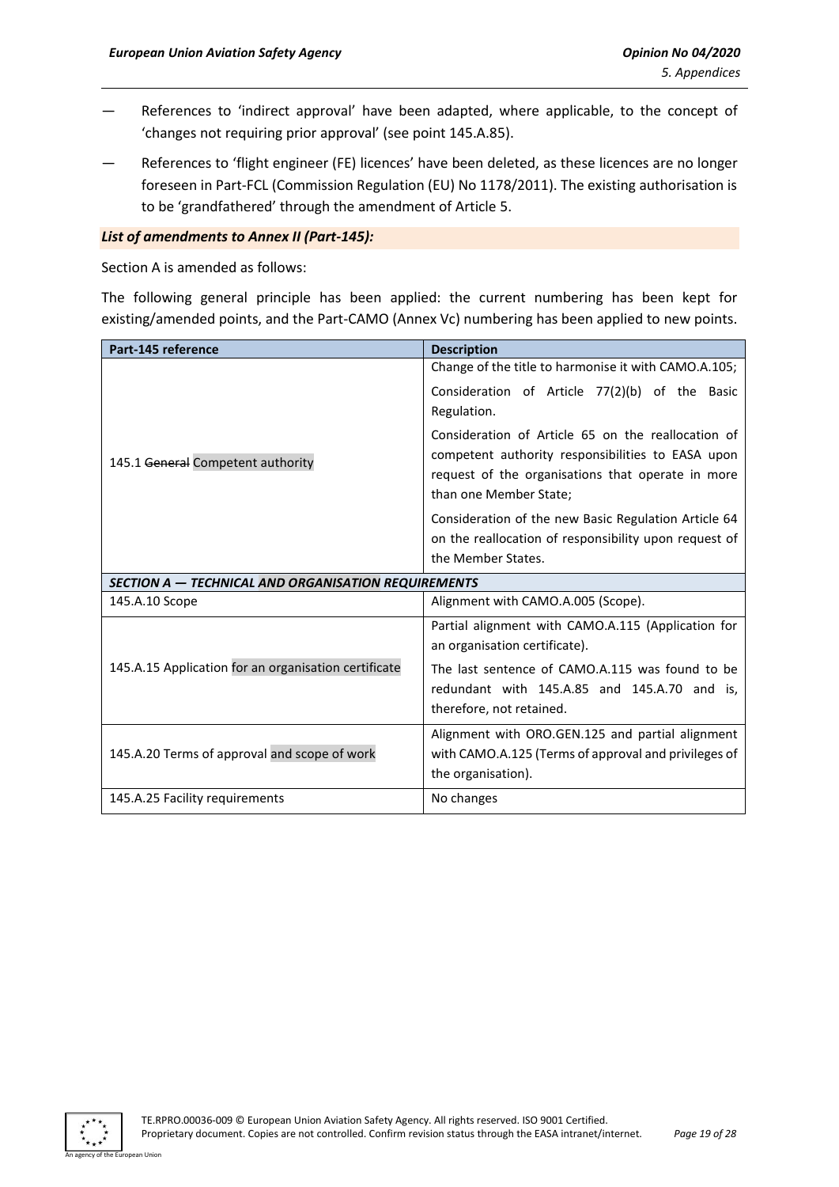— References to 'indirect approval' have been adapted, where applicable, to the concept of 'changes not requiring prior approval' (see point 145.A.85).

— References to 'flight engineer (FE) licences' have been deleted, as these licences are no longer foreseen in Part-FCL (Commission Regulation (EU) No 1178/2011). The existing authorisation is to be 'grandfathered' through the amendment of Article 5.

***List of amendments to Annex II (Part-145):***

Section A is amended as follows:

The following general principle has been applied: the current numbering has been kept for existing/amended points, and the Part-CAMO (Annex Vc) numbering has been applied to new points.

| Part-145 reference | Description |
|---|---|
| 145.1 ~~General~~ Competent authority | Change of the title to harmonise it with CAMO.A.105;<br><br>Consideration of Article 77(2)(b) of the Basic Regulation.<br><br>Consideration of Article 65 on the reallocation of competent authority responsibilities to EASA upon request of the organisations that operate in more than one Member State;<br><br>Consideration of the new Basic Regulation Article 64 on the reallocation of responsibility upon request of the Member States. |
| ***SECTION A — TECHNICAL AND ORGANISATION REQUIREMENTS*** | |
| 145.A.10 Scope | Alignment with CAMO.A.005 (Scope). |
| 145.A.15 Application for an organisation certificate | Partial alignment with CAMO.A.115 (Application for an organisation certificate).<br><br>The last sentence of CAMO.A.115 was found to be redundant with 145.A.85 and 145.A.70 and is, therefore, not retained. |
| 145.A.20 Terms of approval and scope of work | Alignment with ORO.GEN.125 and partial alignment with CAMO.A.125 (Terms of approval and privileges of the organisation). |
| 145.A.25 Facility requirements | No changes |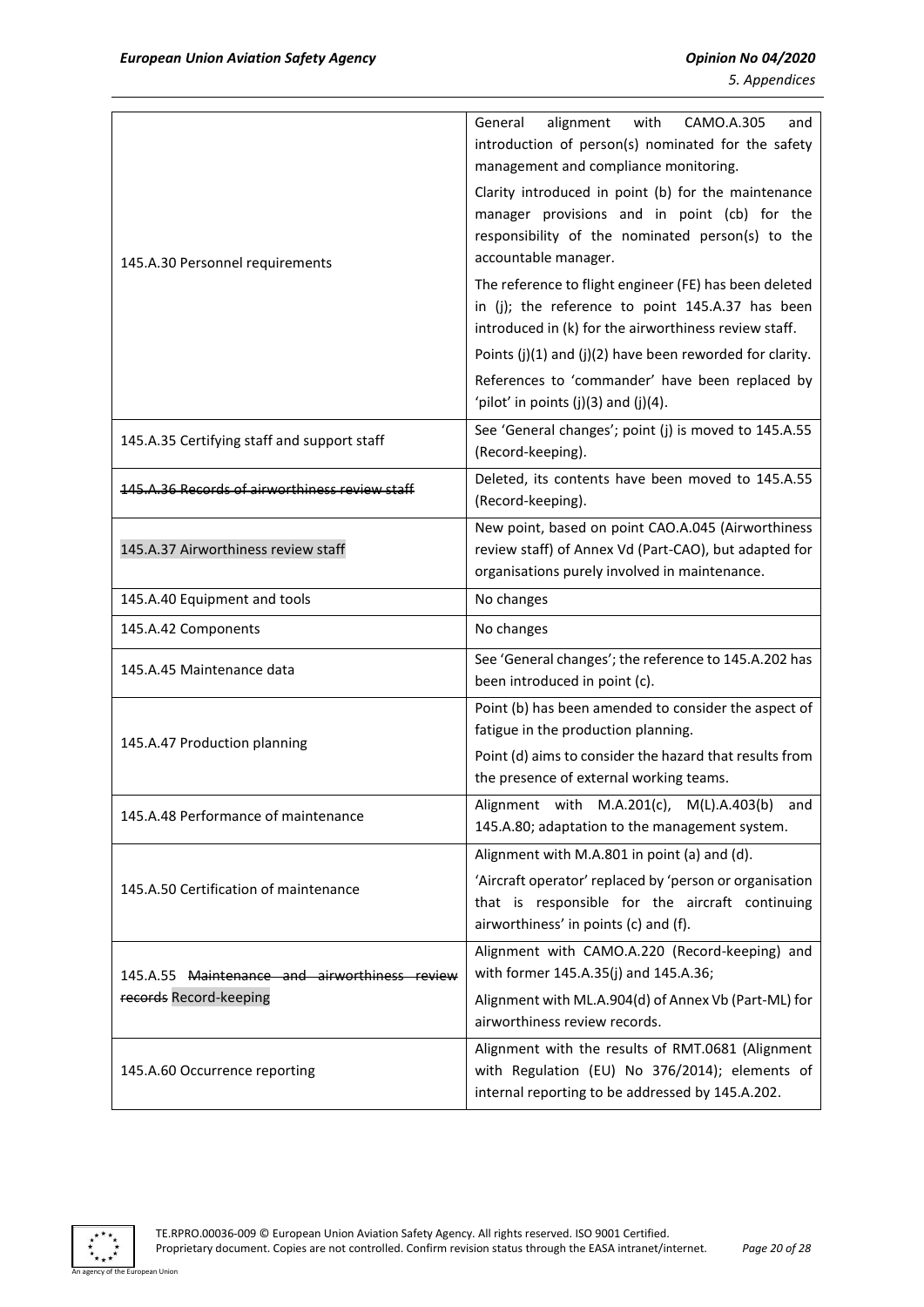| | |
|---|---|
| 145.A.30 Personnel requirements | General alignment with CAMO.A.305 and introduction of person(s) nominated for the safety management and compliance monitoring.<br><br>Clarity introduced in point (b) for the maintenance manager provisions and in point (cb) for the responsibility of the nominated person(s) to the accountable manager.<br><br>The reference to flight engineer (FE) has been deleted in (j); the reference to point 145.A.37 has been introduced in (k) for the airworthiness review staff.<br><br>Points (j)(1) and (j)(2) have been reworded for clarity.<br><br>References to 'commander' have been replaced by 'pilot' in points (j)(3) and (j)(4). |
| 145.A.35 Certifying staff and support staff | See 'General changes'; point (j) is moved to 145.A.55 (Record-keeping). |
| ~~145.A.36 Records of airworthiness review staff~~ | Deleted, its contents have been moved to 145.A.55 (Record-keeping). |
| 145.A.37 Airworthiness review staff | New point, based on point CAO.A.045 (Airworthiness review staff) of Annex Vd (Part-CAO), but adapted for organisations purely involved in maintenance. |
| 145.A.40 Equipment and tools | No changes |
| 145.A.42 Components | No changes |
| 145.A.45 Maintenance data | See 'General changes'; the reference to 145.A.202 has been introduced in point (c). |
| 145.A.47 Production planning | Point (b) has been amended to consider the aspect of fatigue in the production planning.<br><br>Point (d) aims to consider the hazard that results from the presence of external working teams. |
| 145.A.48 Performance of maintenance | Alignment with M.A.201(c), M(L).A.403(b) and 145.A.80; adaptation to the management system. |
| 145.A.50 Certification of maintenance | Alignment with M.A.801 in point (a) and (d).<br><br>'Aircraft operator' replaced by 'person or organisation that is responsible for the aircraft continuing airworthiness' in points (c) and (f). |
| 145.A.55 ~~Maintenance and airworthiness review records~~ Record-keeping | Alignment with CAMO.A.220 (Record-keeping) and with former 145.A.35(j) and 145.A.36;<br><br>Alignment with ML.A.904(d) of Annex Vb (Part-ML) for airworthiness review records. |
| 145.A.60 Occurrence reporting | Alignment with the results of RMT.0681 (Alignment with Regulation (EU) No 376/2014); elements of internal reporting to be addressed by 145.A.202. |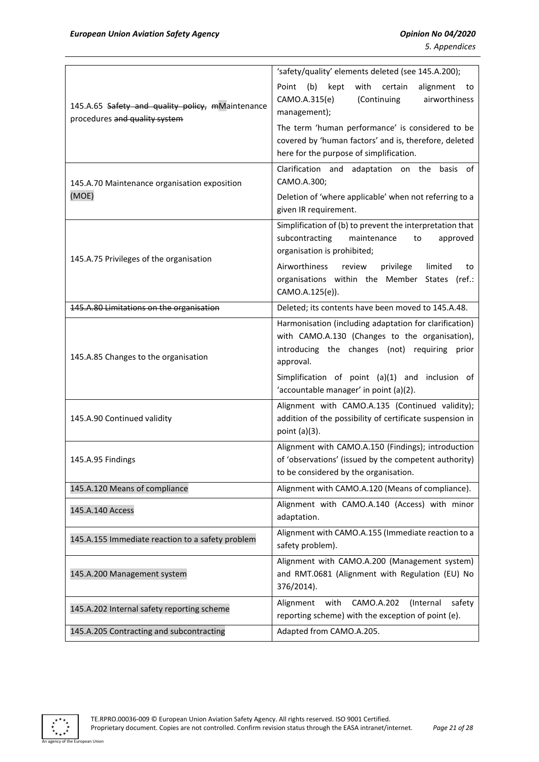| | |
|---|---|
| 145.A.65 ~~Safety and quality policy,~~ ~~m~~Maintenance procedures ~~and quality system~~ | 'safety/quality' elements deleted (see 145.A.200);<br>Point (b) kept with certain alignment to CAMO.A.315(e) (Continuing airworthiness management);<br>The term 'human performance' is considered to be covered by 'human factors' and is, therefore, deleted here for the purpose of simplification. |
| 145.A.70 Maintenance organisation exposition (MOE) | Clarification and adaptation on the basis of CAMO.A.300;<br>Deletion of 'where applicable' when not referring to a given IR requirement. |
| 145.A.75 Privileges of the organisation | Simplification of (b) to prevent the interpretation that subcontracting maintenance to approved organisation is prohibited;<br>Airworthiness review privilege limited to organisations within the Member States (ref.: CAMO.A.125(e)). |
| ~~145.A.80 Limitations on the organisation~~ | Deleted; its contents have been moved to 145.A.48. |
| 145.A.85 Changes to the organisation | Harmonisation (including adaptation for clarification) with CAMO.A.130 (Changes to the organisation), introducing the changes (not) requiring prior approval.<br>Simplification of point (a)(1) and inclusion of 'accountable manager' in point (a)(2). |
| 145.A.90 Continued validity | Alignment with CAMO.A.135 (Continued validity); addition of the possibility of certificate suspension in point (a)(3). |
| 145.A.95 Findings | Alignment with CAMO.A.150 (Findings); introduction of 'observations' (issued by the competent authority) to be considered by the organisation. |
| 145.A.120 Means of compliance | Alignment with CAMO.A.120 (Means of compliance). |
| 145.A.140 Access | Alignment with CAMO.A.140 (Access) with minor adaptation. |
| 145.A.155 Immediate reaction to a safety problem | Alignment with CAMO.A.155 (Immediate reaction to a safety problem). |
| 145.A.200 Management system | Alignment with CAMO.A.200 (Management system) and RMT.0681 (Alignment with Regulation (EU) No 376/2014). |
| 145.A.202 Internal safety reporting scheme | Alignment with CAMO.A.202 (Internal safety reporting scheme) with the exception of point (e). |
| 145.A.205 Contracting and subcontracting | Adapted from CAMO.A.205. |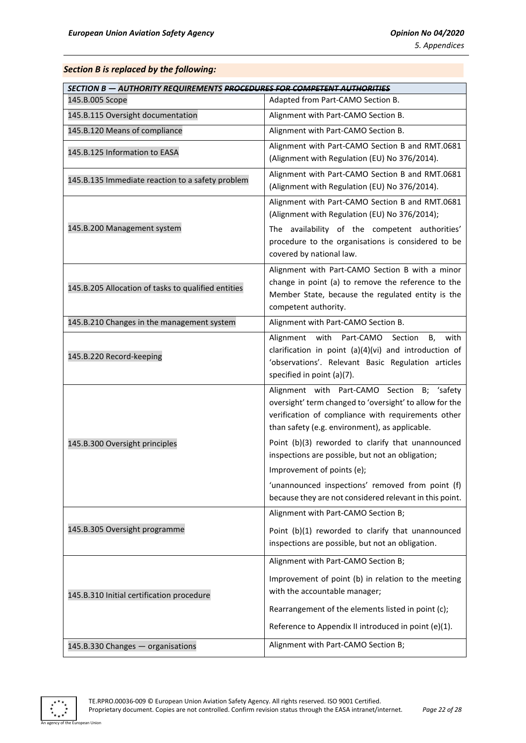***Section B is replaced by the following:***

| *SECTION B — AUTHORITY REQUIREMENTS ~~PROCEDURES FOR COMPETENT AUTHORITIES~~* | |
|---|---|
| 145.B.005 Scope | Adapted from Part-CAMO Section B. |
| 145.B.115 Oversight documentation | Alignment with Part-CAMO Section B. |
| 145.B.120 Means of compliance | Alignment with Part-CAMO Section B. |
| 145.B.125 Information to EASA | Alignment with Part-CAMO Section B and RMT.0681 (Alignment with Regulation (EU) No 376/2014). |
| 145.B.135 Immediate reaction to a safety problem | Alignment with Part-CAMO Section B and RMT.0681 (Alignment with Regulation (EU) No 376/2014). |
| 145.B.200 Management system | Alignment with Part-CAMO Section B and RMT.0681 (Alignment with Regulation (EU) No 376/2014);<br>The availability of the competent authorities' procedure to the organisations is considered to be covered by national law. |
| 145.B.205 Allocation of tasks to qualified entities | Alignment with Part-CAMO Section B with a minor change in point (a) to remove the reference to the Member State, because the regulated entity is the competent authority. |
| 145.B.210 Changes in the management system | Alignment with Part-CAMO Section B. |
| 145.B.220 Record-keeping | Alignment with Part-CAMO Section B, with clarification in point (a)(4)(vi) and introduction of 'observations'. Relevant Basic Regulation articles specified in point (a)(7). |
| 145.B.300 Oversight principles | Alignment with Part-CAMO Section B; 'safety oversight' term changed to 'oversight' to allow for the verification of compliance with requirements other than safety (e.g. environment), as applicable.<br>Point (b)(3) reworded to clarify that unannounced inspections are possible, but not an obligation;<br>Improvement of points (e);<br>'unannounced inspections' removed from point (f) because they are not considered relevant in this point. |
| 145.B.305 Oversight programme | Alignment with Part-CAMO Section B;<br>Point (b)(1) reworded to clarify that unannounced inspections are possible, but not an obligation. |
| 145.B.310 Initial certification procedure | Alignment with Part-CAMO Section B;<br>Improvement of point (b) in relation to the meeting with the accountable manager;<br>Rearrangement of the elements listed in point (c);<br>Reference to Appendix II introduced in point (e)(1). |
| 145.B.330 Changes — organisations | Alignment with Part-CAMO Section B; |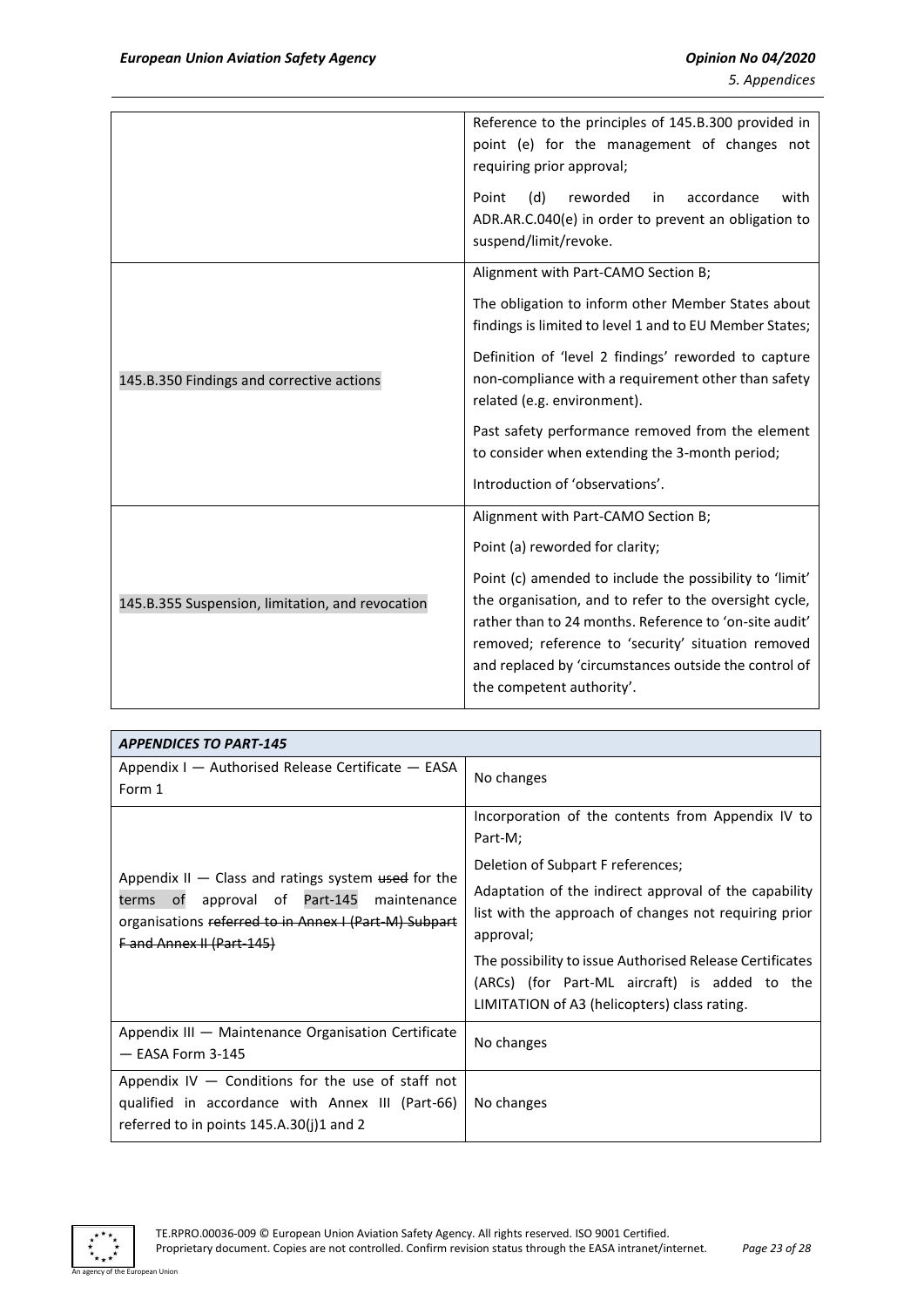| | |
|---|---|
| | Reference to the principles of 145.B.300 provided in point (e) for the management of changes not requiring prior approval;<br><br>Point (d) reworded in accordance with ADR.AR.C.040(e) in order to prevent an obligation to suspend/limit/revoke. |
| 145.B.350 Findings and corrective actions | Alignment with Part-CAMO Section B;<br><br>The obligation to inform other Member States about findings is limited to level 1 and to EU Member States;<br><br>Definition of 'level 2 findings' reworded to capture non-compliance with a requirement other than safety related (e.g. environment).<br><br>Past safety performance removed from the element to consider when extending the 3-month period;<br><br>Introduction of 'observations'. |
| 145.B.355 Suspension, limitation, and revocation | Alignment with Part-CAMO Section B;<br><br>Point (a) reworded for clarity;<br><br>Point (c) amended to include the possibility to 'limit' the organisation, and to refer to the oversight cycle, rather than to 24 months. Reference to 'on-site audit' removed; reference to 'security' situation removed and replaced by 'circumstances outside the control of the competent authority'. |

| ***APPENDICES TO PART-145*** | |
|---|---|
| Appendix I — Authorised Release Certificate — EASA Form 1 | No changes |
| Appendix II — Class and ratings system ~~used~~ for the terms of approval of Part-145 maintenance organisations ~~referred to in Annex I (Part-M) Subpart F and Annex II (Part-145)~~ | Incorporation of the contents from Appendix IV to Part-M;<br><br>Deletion of Subpart F references;<br><br>Adaptation of the indirect approval of the capability list with the approach of changes not requiring prior approval;<br><br>The possibility to issue Authorised Release Certificates (ARCs) (for Part-ML aircraft) is added to the LIMITATION of A3 (helicopters) class rating. |
| Appendix III — Maintenance Organisation Certificate — EASA Form 3-145 | No changes |
| Appendix IV — Conditions for the use of staff not qualified in accordance with Annex III (Part-66) referred to in points 145.A.30(j)1 and 2 | No changes |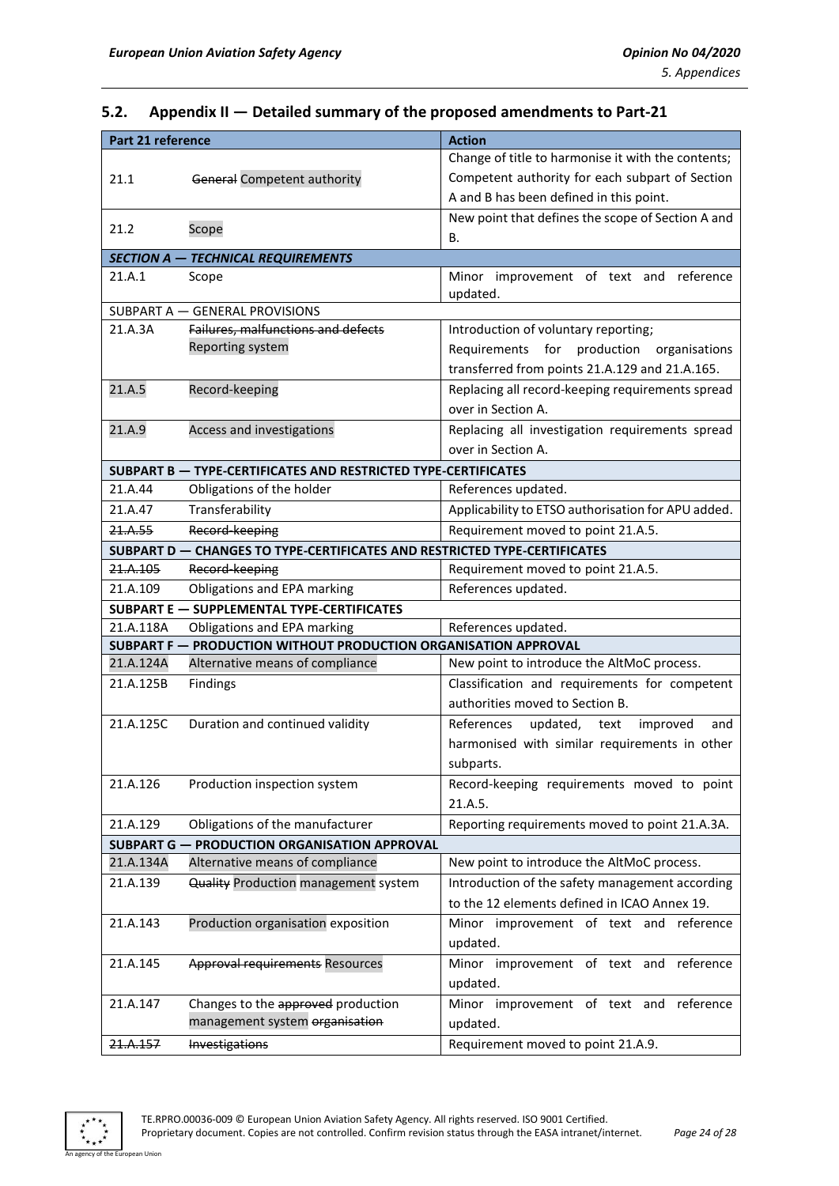## 5.2. Appendix II — Detailed summary of the proposed amendments to Part-21

| Part 21 reference | | Action |
|---|---|---|
| 21.1 | ~~General~~ Competent authority | Change of title to harmonise it with the contents; Competent authority for each subpart of Section A and B has been defined in this point. |
| 21.2 | Scope | New point that defines the scope of Section A and B. |
| **SECTION A — TECHNICAL REQUIREMENTS** | | |
| 21.A.1 | Scope | Minor improvement of text and reference updated. |
| SUBPART A — GENERAL PROVISIONS | | |
| 21.A.3A | ~~Failures, malfunctions and defects~~ Reporting system | Introduction of voluntary reporting; Requirements for production organisations transferred from points 21.A.129 and 21.A.165. |
| 21.A.5 | Record-keeping | Replacing all record-keeping requirements spread over in Section A. |
| 21.A.9 | Access and investigations | Replacing all investigation requirements spread over in Section A. |
| **SUBPART B — TYPE-CERTIFICATES AND RESTRICTED TYPE-CERTIFICATES** | | |
| 21.A.44 | Obligations of the holder | References updated. |
| 21.A.47 | Transferability | Applicability to ETSO authorisation for APU added. |
| ~~21.A.55~~ | ~~Record-keeping~~ | Requirement moved to point 21.A.5. |
| **SUBPART D — CHANGES TO TYPE-CERTIFICATES AND RESTRICTED TYPE-CERTIFICATES** | | |
| ~~21.A.105~~ | ~~Record-keeping~~ | Requirement moved to point 21.A.5. |
| 21.A.109 | Obligations and EPA marking | References updated. |
| **SUBPART E — SUPPLEMENTAL TYPE-CERTIFICATES** | | |
| 21.A.118A | Obligations and EPA marking | References updated. |
| **SUBPART F — PRODUCTION WITHOUT PRODUCTION ORGANISATION APPROVAL** | | |
| 21.A.124A | Alternative means of compliance | New point to introduce the AltMoC process. |
| 21.A.125B | Findings | Classification and requirements for competent authorities moved to Section B. |
| 21.A.125C | Duration and continued validity | References updated, text improved and harmonised with similar requirements in other subparts. |
| 21.A.126 | Production inspection system | Record-keeping requirements moved to point 21.A.5. |
| 21.A.129 | Obligations of the manufacturer | Reporting requirements moved to point 21.A.3A. |
| **SUBPART G — PRODUCTION ORGANISATION APPROVAL** | | |
| 21.A.134A | Alternative means of compliance | New point to introduce the AltMoC process. |
| 21.A.139 | ~~Quality~~ Production management system | Introduction of the safety management according to the 12 elements defined in ICAO Annex 19. |
| 21.A.143 | Production organisation exposition | Minor improvement of text and reference updated. |
| 21.A.145 | ~~Approval requirements~~ Resources | Minor improvement of text and reference updated. |
| 21.A.147 | Changes to the ~~approved~~ production management system ~~organisation~~ | Minor improvement of text and reference updated. |
| ~~21.A.157~~ | ~~Investigations~~ | Requirement moved to point 21.A.9. |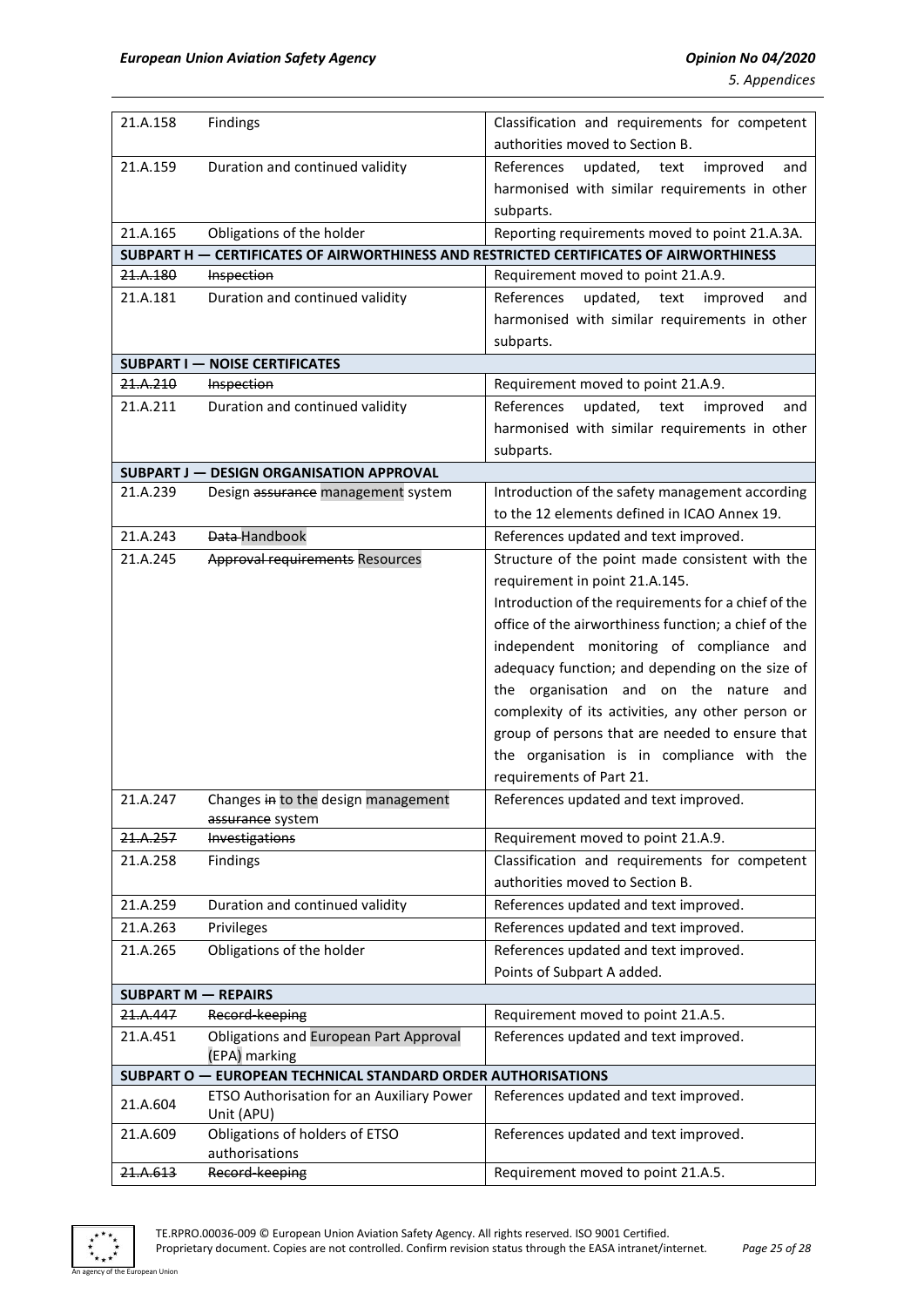| 21.A.158 | Findings | Classification and requirements for competent authorities moved to Section B. |
|---|---|---|
| 21.A.159 | Duration and continued validity | References updated, text improved and harmonised with similar requirements in other subparts. |
| 21.A.165 | Obligations of the holder | Reporting requirements moved to point 21.A.3A. |
| **SUBPART H — CERTIFICATES OF AIRWORTHINESS AND RESTRICTED CERTIFICATES OF AIRWORTHINESS** | | |
| ~~21.A.180~~ | ~~Inspection~~ | Requirement moved to point 21.A.9. |
| 21.A.181 | Duration and continued validity | References updated, text improved and harmonised with similar requirements in other subparts. |
| **SUBPART I — NOISE CERTIFICATES** | | |
| ~~21.A.210~~ | ~~Inspection~~ | Requirement moved to point 21.A.9. |
| 21.A.211 | Duration and continued validity | References updated, text improved and harmonised with similar requirements in other subparts. |
| **SUBPART J — DESIGN ORGANISATION APPROVAL** | | |
| 21.A.239 | Design ~~assurance~~ management system | Introduction of the safety management according to the 12 elements defined in ICAO Annex 19. |
| 21.A.243 | ~~Data~~ Handbook | References updated and text improved. |
| 21.A.245 | ~~Approval requirements~~ Resources | Structure of the point made consistent with the requirement in point 21.A.145. Introduction of the requirements for a chief of the office of the airworthiness function; a chief of the independent monitoring of compliance and adequacy function; and depending on the size of the organisation and on the nature and complexity of its activities, any other person or group of persons that are needed to ensure that the organisation is in compliance with the requirements of Part 21. |
| 21.A.247 | Changes ~~in~~ to the design management ~~assurance~~ system | References updated and text improved. |
| ~~21.A.257~~ | ~~Investigations~~ | Requirement moved to point 21.A.9. |
| 21.A.258 | Findings | Classification and requirements for competent authorities moved to Section B. |
| 21.A.259 | Duration and continued validity | References updated and text improved. |
| 21.A.263 | Privileges | References updated and text improved. |
| 21.A.265 | Obligations of the holder | References updated and text improved. Points of Subpart A added. |
| **SUBPART M — REPAIRS** | | |
| ~~21.A.447~~ | ~~Record-keeping~~ | Requirement moved to point 21.A.5. |
| 21.A.451 | Obligations and European Part Approval (EPA) marking | References updated and text improved. |
| **SUBPART O — EUROPEAN TECHNICAL STANDARD ORDER AUTHORISATIONS** | | |
| 21.A.604 | ETSO Authorisation for an Auxiliary Power Unit (APU) | References updated and text improved. |
| 21.A.609 | Obligations of holders of ETSO authorisations | References updated and text improved. |
| ~~21.A.613~~ | ~~Record-keeping~~ | Requirement moved to point 21.A.5. |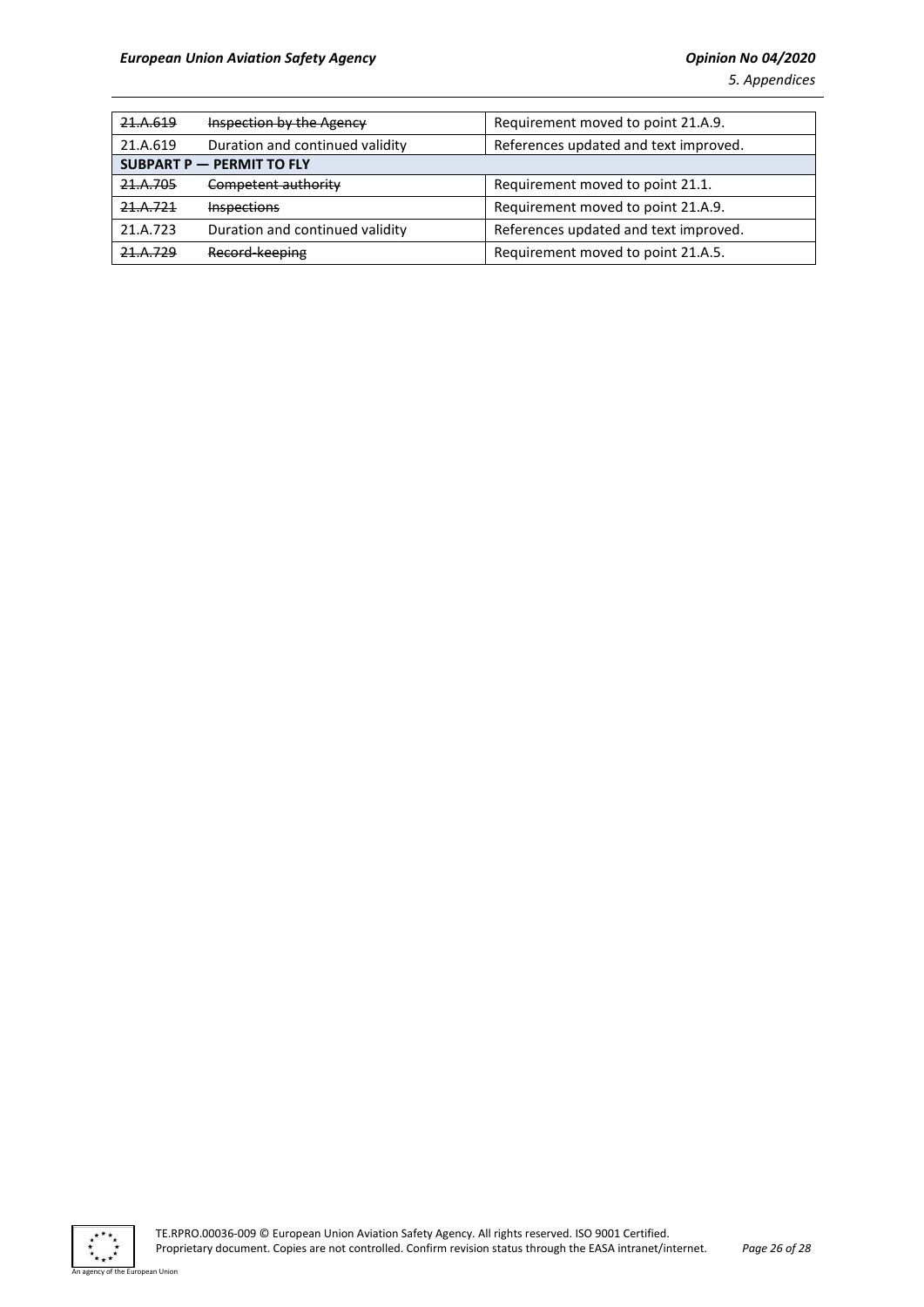| | | |
|---|---|---|
| ~~21.A.619~~ | ~~Inspection by the Agency~~ | Requirement moved to point 21.A.9. |
| 21.A.619 | Duration and continued validity | References updated and text improved. |
| **SUBPART P — PERMIT TO FLY** | | |
| ~~21.A.705~~ | ~~Competent authority~~ | Requirement moved to point 21.1. |
| ~~21.A.721~~ | ~~Inspections~~ | Requirement moved to point 21.A.9. |
| 21.A.723 | Duration and continued validity | References updated and text improved. |
| ~~21.A.729~~ | ~~Record-keeping~~ | Requirement moved to point 21.A.5. |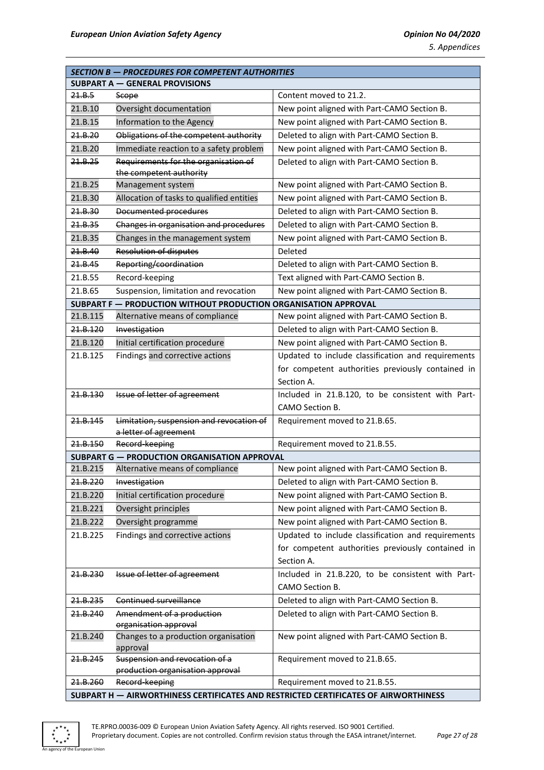| SECTION B — PROCEDURES FOR COMPETENT AUTHORITIES | | |
|---|---|---|
| **SUBPART A — GENERAL PROVISIONS** | | |
| ~~21.B.5~~ | ~~Scope~~ | Content moved to 21.2. |
| 21.B.10 | Oversight documentation | New point aligned with Part-CAMO Section B. |
| 21.B.15 | Information to the Agency | New point aligned with Part-CAMO Section B. |
| ~~21.B.20~~ | ~~Obligations of the competent authority~~ | Deleted to align with Part-CAMO Section B. |
| 21.B.20 | Immediate reaction to a safety problem | New point aligned with Part-CAMO Section B. |
| ~~21.B.25~~ | ~~Requirements for the organisation of the competent authority~~ | Deleted to align with Part-CAMO Section B. |
| 21.B.25 | Management system | New point aligned with Part-CAMO Section B. |
| 21.B.30 | Allocation of tasks to qualified entities | New point aligned with Part-CAMO Section B. |
| ~~21.B.30~~ | ~~Documented procedures~~ | Deleted to align with Part-CAMO Section B. |
| ~~21.B.35~~ | ~~Changes in organisation and procedures~~ | Deleted to align with Part-CAMO Section B. |
| 21.B.35 | Changes in the management system | New point aligned with Part-CAMO Section B. |
| ~~21.B.40~~ | ~~Resolution of disputes~~ | Deleted |
| ~~21.B.45~~ | ~~Reporting/coordination~~ | Deleted to align with Part-CAMO Section B. |
| 21.B.55 | Record-keeping | Text aligned with Part-CAMO Section B. |
| 21.B.65 | Suspension, limitation and revocation | New point aligned with Part-CAMO Section B. |
| **SUBPART F — PRODUCTION WITHOUT PRODUCTION ORGANISATION APPROVAL** | | |
| 21.B.115 | Alternative means of compliance | New point aligned with Part-CAMO Section B. |
| ~~21.B.120~~ | ~~Investigation~~ | Deleted to align with Part-CAMO Section B. |
| 21.B.120 | Initial certification procedure | New point aligned with Part-CAMO Section B. |
| 21.B.125 | Findings and corrective actions | Updated to include classification and requirements for competent authorities previously contained in Section A. |
| ~~21.B.130~~ | ~~Issue of letter of agreement~~ | Included in 21.B.120, to be consistent with Part-CAMO Section B. |
| ~~21.B.145~~ | ~~Limitation, suspension and revocation of a letter of agreement~~ | Requirement moved to 21.B.65. |
| ~~21.B.150~~ | ~~Record-keeping~~ | Requirement moved to 21.B.55. |
| **SUBPART G — PRODUCTION ORGANISATION APPROVAL** | | |
| 21.B.215 | Alternative means of compliance | New point aligned with Part-CAMO Section B. |
| ~~21.B.220~~ | ~~Investigation~~ | Deleted to align with Part-CAMO Section B. |
| 21.B.220 | Initial certification procedure | New point aligned with Part-CAMO Section B. |
| 21.B.221 | Oversight principles | New point aligned with Part-CAMO Section B. |
| 21.B.222 | Oversight programme | New point aligned with Part-CAMO Section B. |
| 21.B.225 | Findings and corrective actions | Updated to include classification and requirements for competent authorities previously contained in Section A. |
| ~~21.B.230~~ | ~~Issue of letter of agreement~~ | Included in 21.B.220, to be consistent with Part-CAMO Section B. |
| ~~21.B.235~~ | ~~Continued surveillance~~ | Deleted to align with Part-CAMO Section B. |
| ~~21.B.240~~ | ~~Amendment of a production organisation approval~~ | Deleted to align with Part-CAMO Section B. |
| 21.B.240 | Changes to a production organisation approval | New point aligned with Part-CAMO Section B. |
| ~~21.B.245~~ | ~~Suspension and revocation of a production organisation approval~~ | Requirement moved to 21.B.65. |
| ~~21.B.260~~ | ~~Record-keeping~~ | Requirement moved to 21.B.55. |
| **SUBPART H — AIRWORTHINESS CERTIFICATES AND RESTRICTED CERTIFICATES OF AIRWORTHINESS** | | |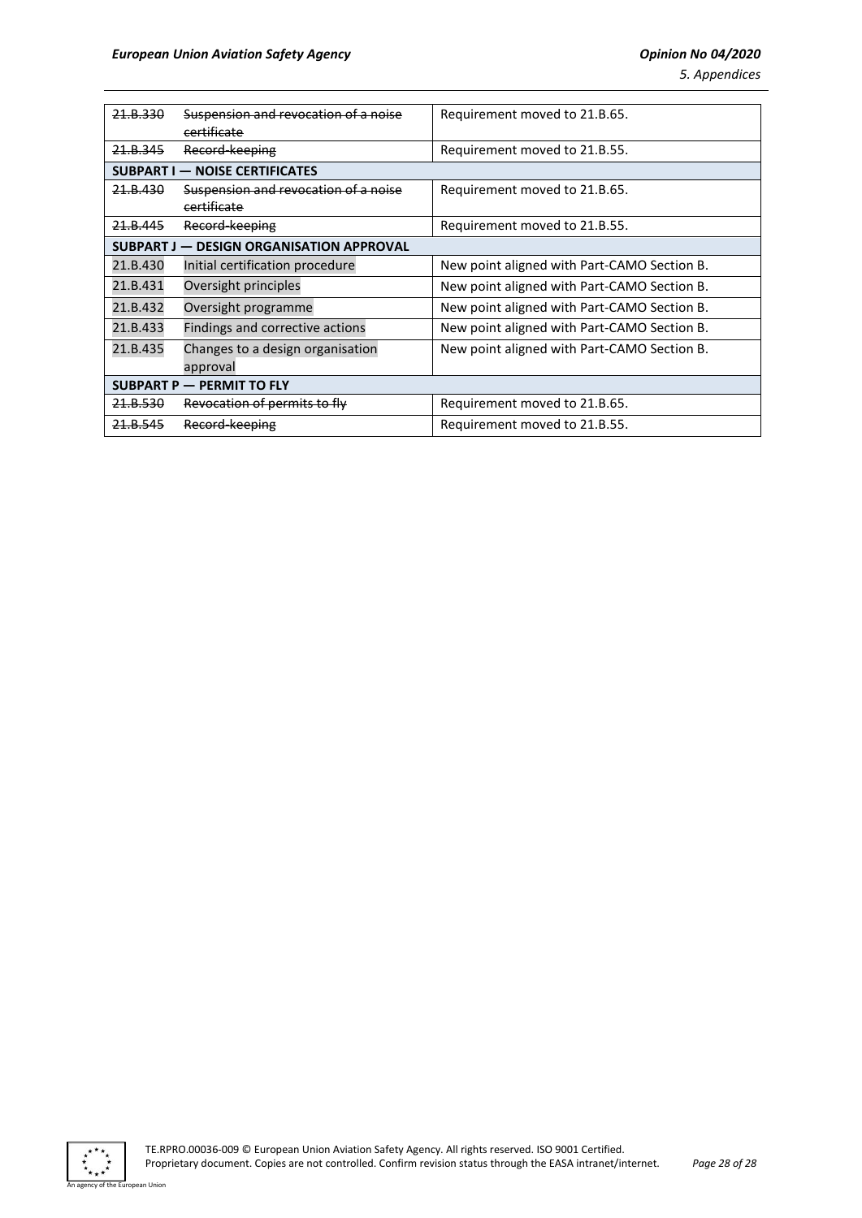| | | |
|---|---|---|
| ~~21.B.330~~ | ~~Suspension and revocation of a noise certificate~~ | Requirement moved to 21.B.65. |
| ~~21.B.345~~ | ~~Record-keeping~~ | Requirement moved to 21.B.55. |
| **SUBPART I — NOISE CERTIFICATES** | | |
| ~~21.B.430~~ | ~~Suspension and revocation of a noise certificate~~ | Requirement moved to 21.B.65. |
| ~~21.B.445~~ | ~~Record-keeping~~ | Requirement moved to 21.B.55. |
| **SUBPART J — DESIGN ORGANISATION APPROVAL** | | |
| 21.B.430 | Initial certification procedure | New point aligned with Part-CAMO Section B. |
| 21.B.431 | Oversight principles | New point aligned with Part-CAMO Section B. |
| 21.B.432 | Oversight programme | New point aligned with Part-CAMO Section B. |
| 21.B.433 | Findings and corrective actions | New point aligned with Part-CAMO Section B. |
| 21.B.435 | Changes to a design organisation approval | New point aligned with Part-CAMO Section B. |
| **SUBPART P — PERMIT TO FLY** | | |
| ~~21.B.530~~ | ~~Revocation of permits to fly~~ | Requirement moved to 21.B.65. |
| ~~21.B.545~~ | ~~Record-keeping~~ | Requirement moved to 21.B.55. |